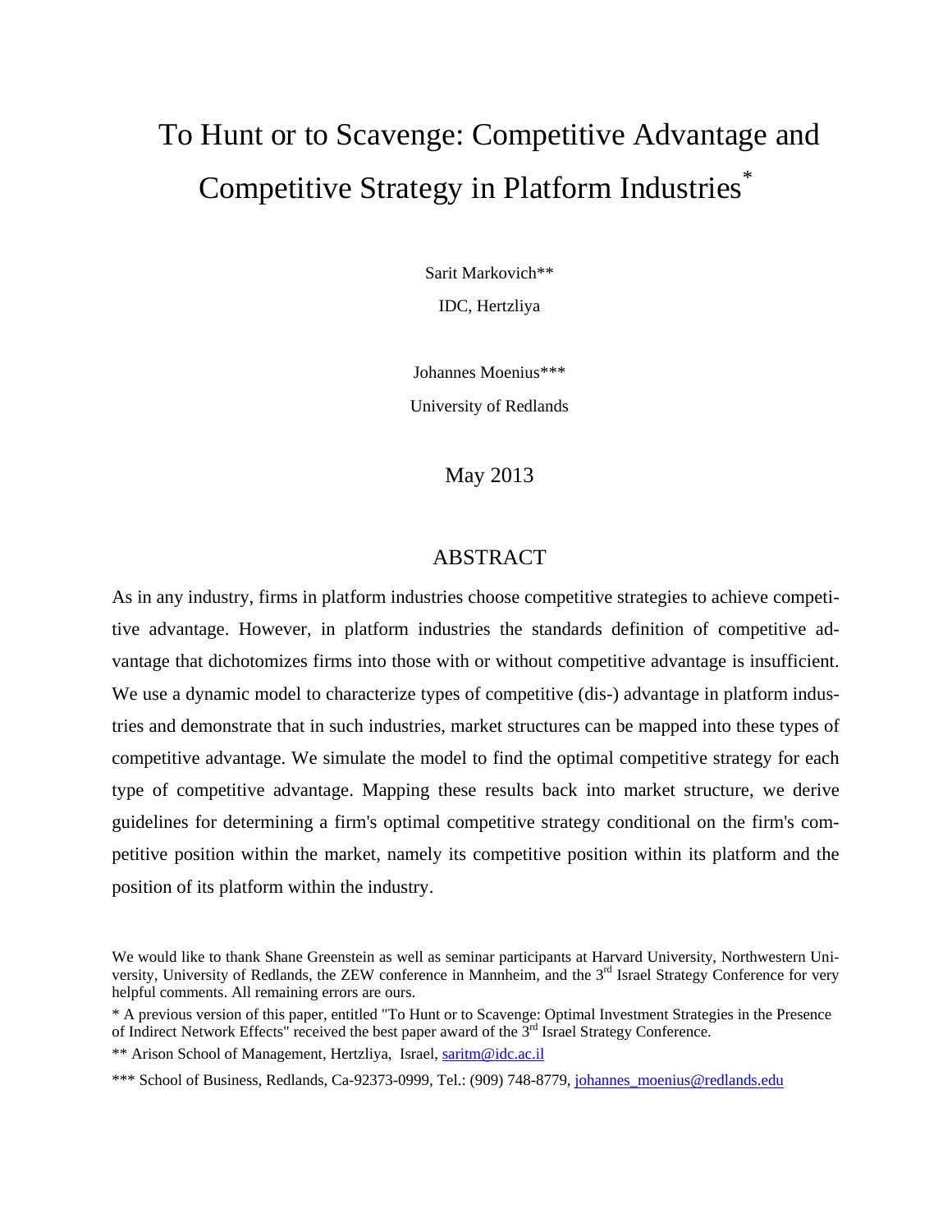# To Hunt or to Scavenge: Competitive Advantage and Competitive Strategy in Platform Industries*

Sarit Markovich**

IDC, Hertzliya

Johannes Moenius***

University of Redlands

May 2013

## ABSTRACT

As in any industry, firms in platform industries choose competitive strategies to achieve competitive advantage. However, in platform industries the standards definition of competitive advantage that dichotomizes firms into those with or without competitive advantage is insufficient. We use a dynamic model to characterize types of competitive (dis-) advantage in platform industries and demonstrate that in such industries, market structures can be mapped into these types of competitive advantage. We simulate the model to find the optimal competitive strategy for each type of competitive advantage. Mapping these results back into market structure, we derive guidelines for determining a firm's optimal competitive strategy conditional on the firm's competitive position within the market, namely its competitive position within its platform and the position of its platform within the industry.

We would like to thank Shane Greenstein as well as seminar participants at Harvard University, Northwestern University, University of Redlands, the ZEW conference in Mannheim, and the 3rd Israel Strategy Conference for very helpful comments. All remaining errors are ours.

* A previous version of this paper, entitled "To Hunt or to Scavenge: Optimal Investment Strategies in the Presence of Indirect Network Effects" received the best paper award of the 3rd Israel Strategy Conference.

** Arison School of Management, Hertzliya, Israel, saritm@idc.ac.il

*** School of Business, Redlands, Ca-92373-0999, Tel.: (909) 748-8779, johannes_moenius@redlands.edu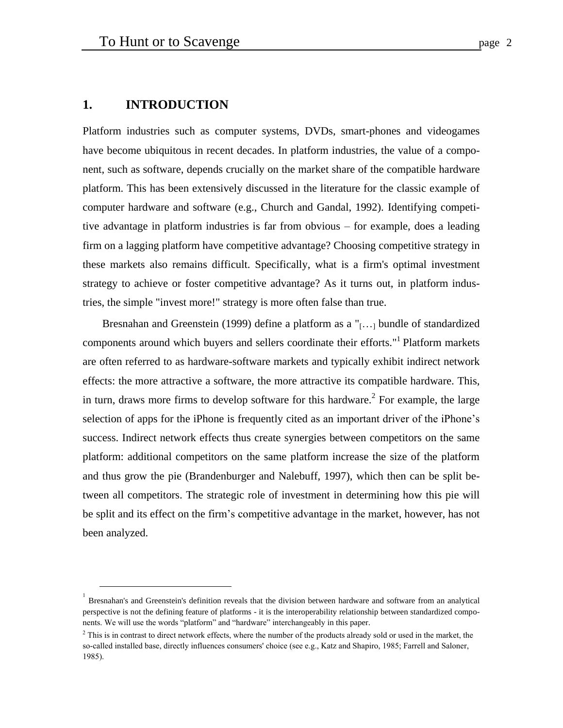## 1. INTRODUCTION

Platform industries such as computer systems, DVDs, smart-phones and videogames have become ubiquitous in recent decades. In platform industries, the value of a component, such as software, depends crucially on the market share of the compatible hardware platform. This has been extensively discussed in the literature for the classic example of computer hardware and software (e.g., Church and Gandal, 1992). Identifying competitive advantage in platform industries is far from obvious – for example, does a leading firm on a lagging platform have competitive advantage? Choosing competitive strategy in these markets also remains difficult. Specifically, what is a firm's optimal investment strategy to achieve or foster competitive advantage? As it turns out, in platform industries, the simple "invest more!" strategy is more often false than true.

Bresnahan and Greenstein (1999) define a platform as a "[…] bundle of standardized components around which buyers and sellers coordinate their efforts."[1] Platform markets are often referred to as hardware-software markets and typically exhibit indirect network effects: the more attractive a software, the more attractive its compatible hardware. This, in turn, draws more firms to develop software for this hardware.[2] For example, the large selection of apps for the iPhone is frequently cited as an important driver of the iPhone's success. Indirect network effects thus create synergies between competitors on the same platform: additional competitors on the same platform increase the size of the platform and thus grow the pie (Brandenburger and Nalebuff, 1997), which then can be split between all competitors. The strategic role of investment in determining how this pie will be split and its effect on the firm's competitive advantage in the market, however, has not been analyzed.

[1] Bresnahan's and Greenstein's definition reveals that the division between hardware and software from an analytical perspective is not the defining feature of platforms - it is the interoperability relationship between standardized components. We will use the words "platform" and "hardware" interchangeably in this paper.

[2] This is in contrast to direct network effects, where the number of the products already sold or used in the market, the so-called installed base, directly influences consumers' choice (see e.g., Katz and Shapiro, 1985; Farrell and Saloner, 1985).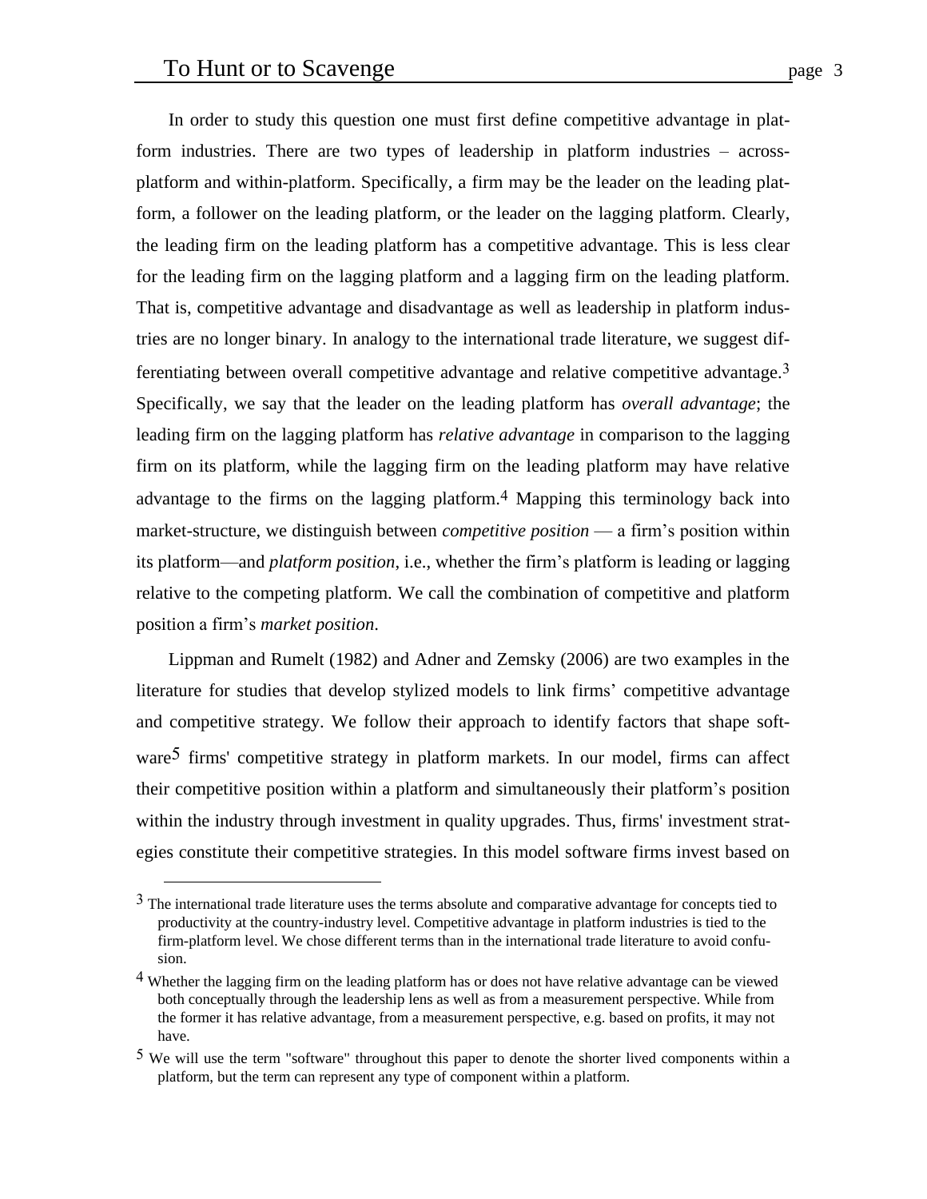In order to study this question one must first define competitive advantage in platform industries. There are two types of leadership in platform industries – across-platform and within-platform. Specifically, a firm may be the leader on the leading platform, a follower on the leading platform, or the leader on the lagging platform. Clearly, the leading firm on the leading platform has a competitive advantage. This is less clear for the leading firm on the lagging platform and a lagging firm on the leading platform. That is, competitive advantage and disadvantage as well as leadership in platform industries are no longer binary. In analogy to the international trade literature, we suggest differentiating between overall competitive advantage and relative competitive advantage.[3] Specifically, we say that the leader on the leading platform has *overall advantage*; the leading firm on the lagging platform has *relative advantage* in comparison to the lagging firm on its platform, while the lagging firm on the leading platform may have relative advantage to the firms on the lagging platform.[4] Mapping this terminology back into market-structure, we distinguish between *competitive position* — a firm's position within its platform—and *platform position*, i.e., whether the firm's platform is leading or lagging relative to the competing platform. We call the combination of competitive and platform position a firm's *market position*.

Lippman and Rumelt (1982) and Adner and Zemsky (2006) are two examples in the literature for studies that develop stylized models to link firms' competitive advantage and competitive strategy. We follow their approach to identify factors that shape software[5] firms' competitive strategy in platform markets. In our model, firms can affect their competitive position within a platform and simultaneously their platform's position within the industry through investment in quality upgrades. Thus, firms' investment strategies constitute their competitive strategies. In this model software firms invest based on

---

[3] The international trade literature uses the terms absolute and comparative advantage for concepts tied to productivity at the country-industry level. Competitive advantage in platform industries is tied to the firm-platform level. We chose different terms than in the international trade literature to avoid confusion.

[4] Whether the lagging firm on the leading platform has or does not have relative advantage can be viewed both conceptually through the leadership lens as well as from a measurement perspective. While from the former it has relative advantage, from a measurement perspective, e.g. based on profits, it may not have.

[5] We will use the term "software" throughout this paper to denote the shorter lived components within a platform, but the term can represent any type of component within a platform.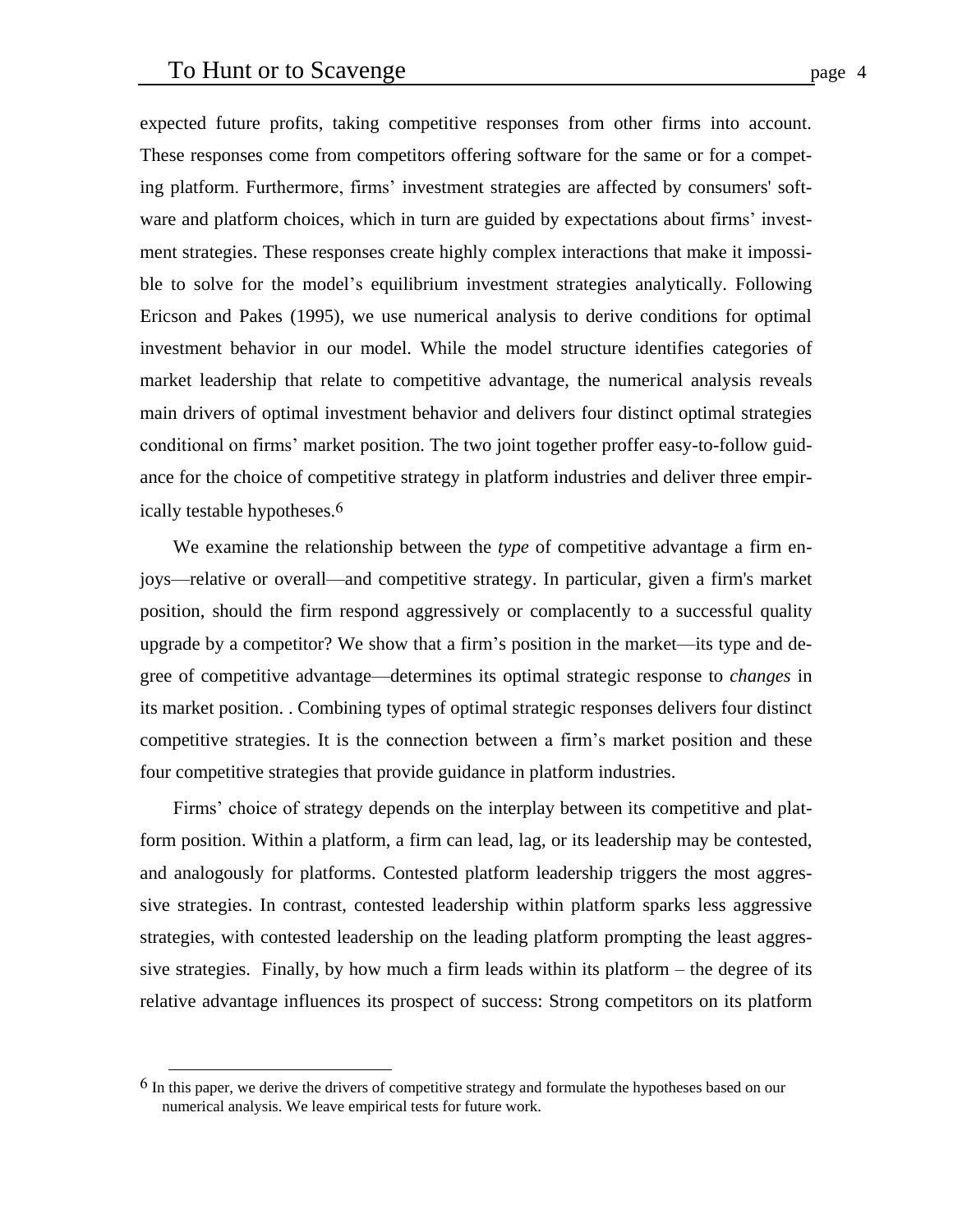expected future profits, taking competitive responses from other firms into account. These responses come from competitors offering software for the same or for a competing platform. Furthermore, firms' investment strategies are affected by consumers' software and platform choices, which in turn are guided by expectations about firms' investment strategies. These responses create highly complex interactions that make it impossible to solve for the model's equilibrium investment strategies analytically. Following Ericson and Pakes (1995), we use numerical analysis to derive conditions for optimal investment behavior in our model. While the model structure identifies categories of market leadership that relate to competitive advantage, the numerical analysis reveals main drivers of optimal investment behavior and delivers four distinct optimal strategies conditional on firms' market position. The two joint together proffer easy-to-follow guidance for the choice of competitive strategy in platform industries and deliver three empirically testable hypotheses.[6]

We examine the relationship between the *type* of competitive advantage a firm enjoys—relative or overall—and competitive strategy. In particular, given a firm's market position, should the firm respond aggressively or complacently to a successful quality upgrade by a competitor? We show that a firm's position in the market—its type and degree of competitive advantage—determines its optimal strategic response to *changes* in its market position. . Combining types of optimal strategic responses delivers four distinct competitive strategies. It is the connection between a firm's market position and these four competitive strategies that provide guidance in platform industries.

Firms' choice of strategy depends on the interplay between its competitive and platform position. Within a platform, a firm can lead, lag, or its leadership may be contested, and analogously for platforms. Contested platform leadership triggers the most aggressive strategies. In contrast, contested leadership within platform sparks less aggressive strategies, with contested leadership on the leading platform prompting the least aggressive strategies.  Finally, by how much a firm leads within its platform – the degree of its relative advantage influences its prospect of success: Strong competitors on its platform

[6] In this paper, we derive the drivers of competitive strategy and formulate the hypotheses based on our numerical analysis. We leave empirical tests for future work.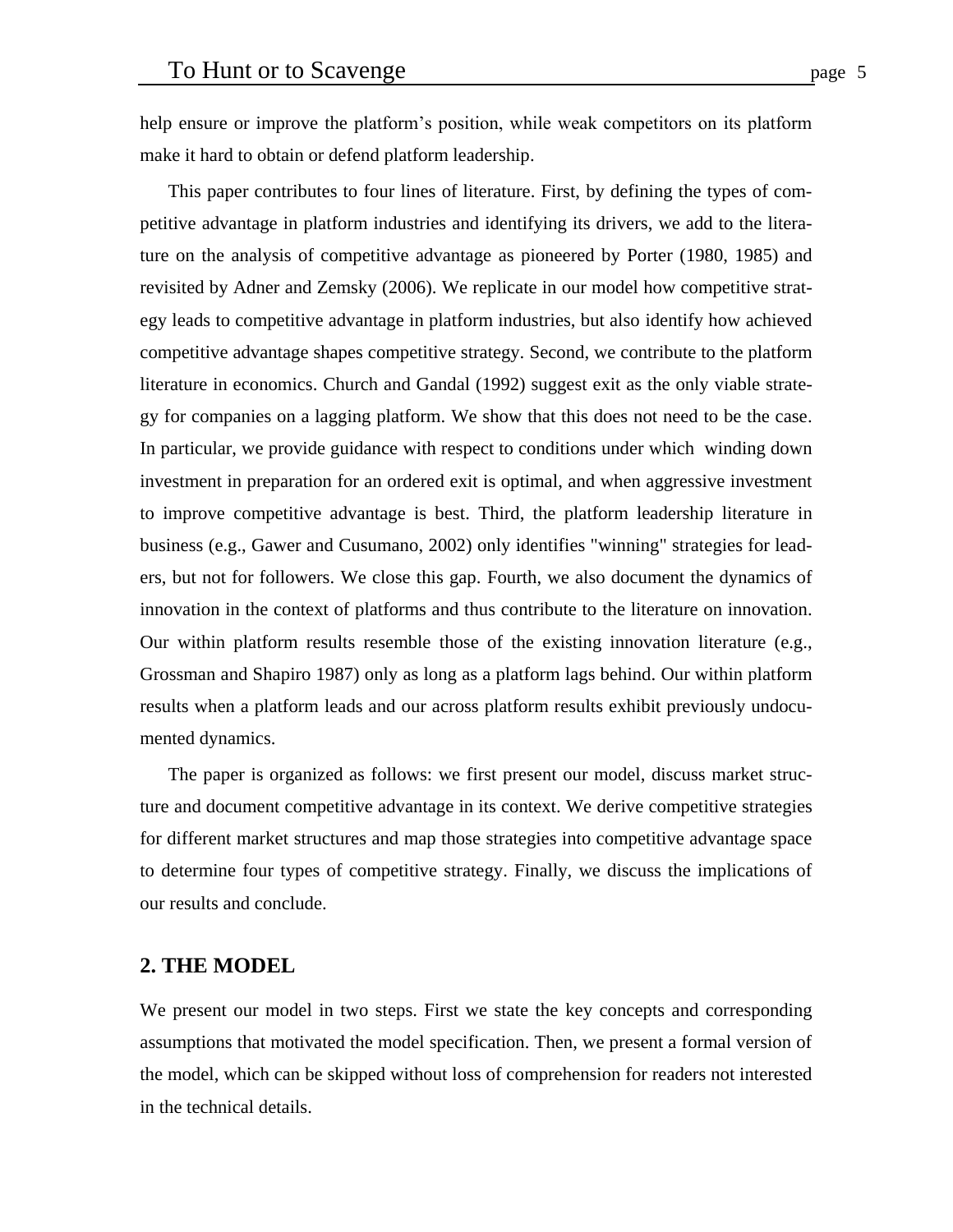help ensure or improve the platform's position, while weak competitors on its platform make it hard to obtain or defend platform leadership.

This paper contributes to four lines of literature. First, by defining the types of competitive advantage in platform industries and identifying its drivers, we add to the literature on the analysis of competitive advantage as pioneered by Porter (1980, 1985) and revisited by Adner and Zemsky (2006). We replicate in our model how competitive strategy leads to competitive advantage in platform industries, but also identify how achieved competitive advantage shapes competitive strategy. Second, we contribute to the platform literature in economics. Church and Gandal (1992) suggest exit as the only viable strategy for companies on a lagging platform. We show that this does not need to be the case. In particular, we provide guidance with respect to conditions under which winding down investment in preparation for an ordered exit is optimal, and when aggressive investment to improve competitive advantage is best. Third, the platform leadership literature in business (e.g., Gawer and Cusumano, 2002) only identifies "winning" strategies for leaders, but not for followers. We close this gap. Fourth, we also document the dynamics of innovation in the context of platforms and thus contribute to the literature on innovation. Our within platform results resemble those of the existing innovation literature (e.g., Grossman and Shapiro 1987) only as long as a platform lags behind. Our within platform results when a platform leads and our across platform results exhibit previously undocumented dynamics.

The paper is organized as follows: we first present our model, discuss market structure and document competitive advantage in its context. We derive competitive strategies for different market structures and map those strategies into competitive advantage space to determine four types of competitive strategy. Finally, we discuss the implications of our results and conclude.

## 2. THE MODEL

We present our model in two steps. First we state the key concepts and corresponding assumptions that motivated the model specification. Then, we present a formal version of the model, which can be skipped without loss of comprehension for readers not interested in the technical details.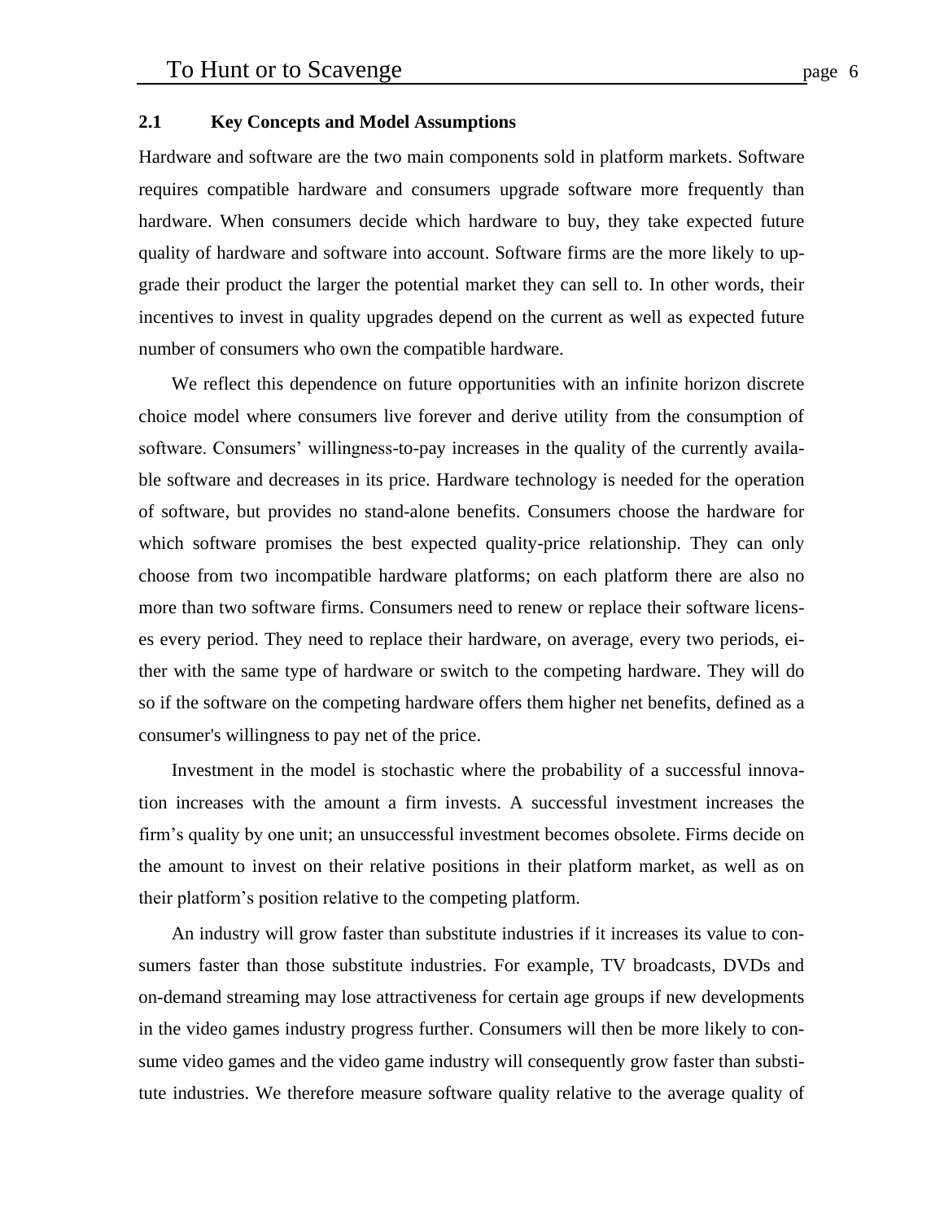### 2.1 Key Concepts and Model Assumptions

Hardware and software are the two main components sold in platform markets. Software requires compatible hardware and consumers upgrade software more frequently than hardware. When consumers decide which hardware to buy, they take expected future quality of hardware and software into account. Software firms are the more likely to upgrade their product the larger the potential market they can sell to. In other words, their incentives to invest in quality upgrades depend on the current as well as expected future number of consumers who own the compatible hardware.

We reflect this dependence on future opportunities with an infinite horizon discrete choice model where consumers live forever and derive utility from the consumption of software. Consumers' willingness-to-pay increases in the quality of the currently available software and decreases in its price. Hardware technology is needed for the operation of software, but provides no stand-alone benefits. Consumers choose the hardware for which software promises the best expected quality-price relationship. They can only choose from two incompatible hardware platforms; on each platform there are also no more than two software firms. Consumers need to renew or replace their software licenses every period. They need to replace their hardware, on average, every two periods, either with the same type of hardware or switch to the competing hardware. They will do so if the software on the competing hardware offers them higher net benefits, defined as a consumer's willingness to pay net of the price.

Investment in the model is stochastic where the probability of a successful innovation increases with the amount a firm invests. A successful investment increases the firm's quality by one unit; an unsuccessful investment becomes obsolete. Firms decide on the amount to invest on their relative positions in their platform market, as well as on their platform's position relative to the competing platform.

An industry will grow faster than substitute industries if it increases its value to consumers faster than those substitute industries. For example, TV broadcasts, DVDs and on-demand streaming may lose attractiveness for certain age groups if new developments in the video games industry progress further. Consumers will then be more likely to consume video games and the video game industry will consequently grow faster than substitute industries. We therefore measure software quality relative to the average quality of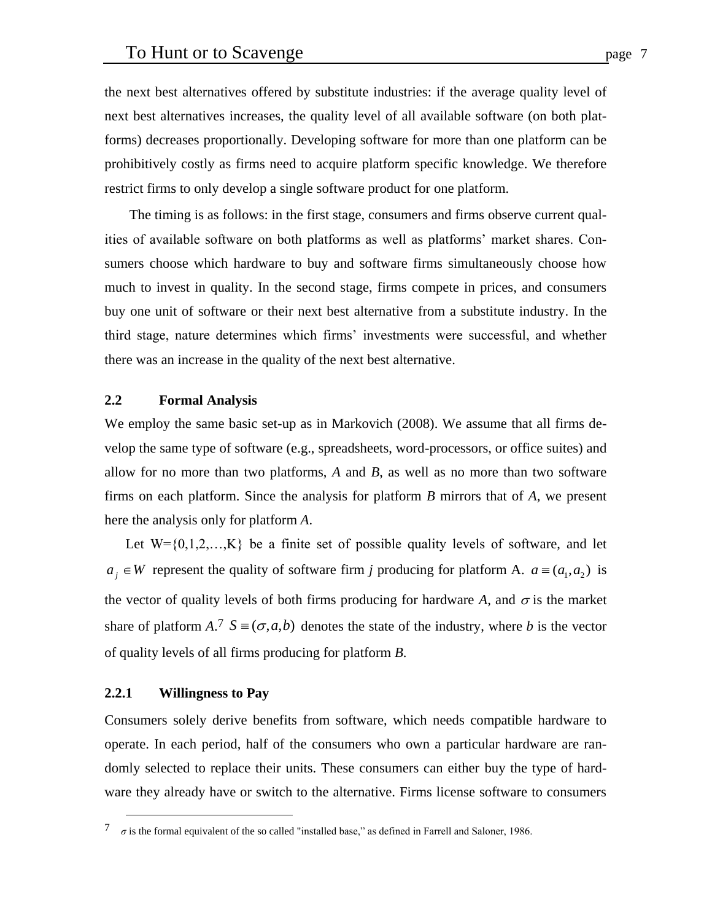the next best alternatives offered by substitute industries: if the average quality level of next best alternatives increases, the quality level of all available software (on both platforms) decreases proportionally. Developing software for more than one platform can be prohibitively costly as firms need to acquire platform specific knowledge. We therefore restrict firms to only develop a single software product for one platform.

The timing is as follows: in the first stage, consumers and firms observe current qualities of available software on both platforms as well as platforms' market shares. Consumers choose which hardware to buy and software firms simultaneously choose how much to invest in quality. In the second stage, firms compete in prices, and consumers buy one unit of software or their next best alternative from a substitute industry. In the third stage, nature determines which firms' investments were successful, and whether there was an increase in the quality of the next best alternative.

### 2.2 Formal Analysis

We employ the same basic set-up as in Markovich (2008). We assume that all firms develop the same type of software (e.g., spreadsheets, word-processors, or office suites) and allow for no more than two platforms, *A* and *B*, as well as no more than two software firms on each platform. Since the analysis for platform *B* mirrors that of *A*, we present here the analysis only for platform *A*.

Let W={0,1,2,…,K} be a finite set of possible quality levels of software, and let $a_j \in W$ represent the quality of software firm *j* producing for platform A. $a \equiv (a_1, a_2)$ is the vector of quality levels of both firms producing for hardware *A*, and $\sigma$ is the market share of platform *A*.[7] $S \equiv (\sigma, a, b)$ denotes the state of the industry, where *b* is the vector of quality levels of all firms producing for platform *B*.

#### 2.2.1 Willingness to Pay

Consumers solely derive benefits from software, which needs compatible hardware to operate. In each period, half of the consumers who own a particular hardware are randomly selected to replace their units. These consumers can either buy the type of hardware they already have or switch to the alternative. Firms license software to consumers

[7] $\sigma$ is the formal equivalent of the so called "installed base," as defined in Farrell and Saloner, 1986.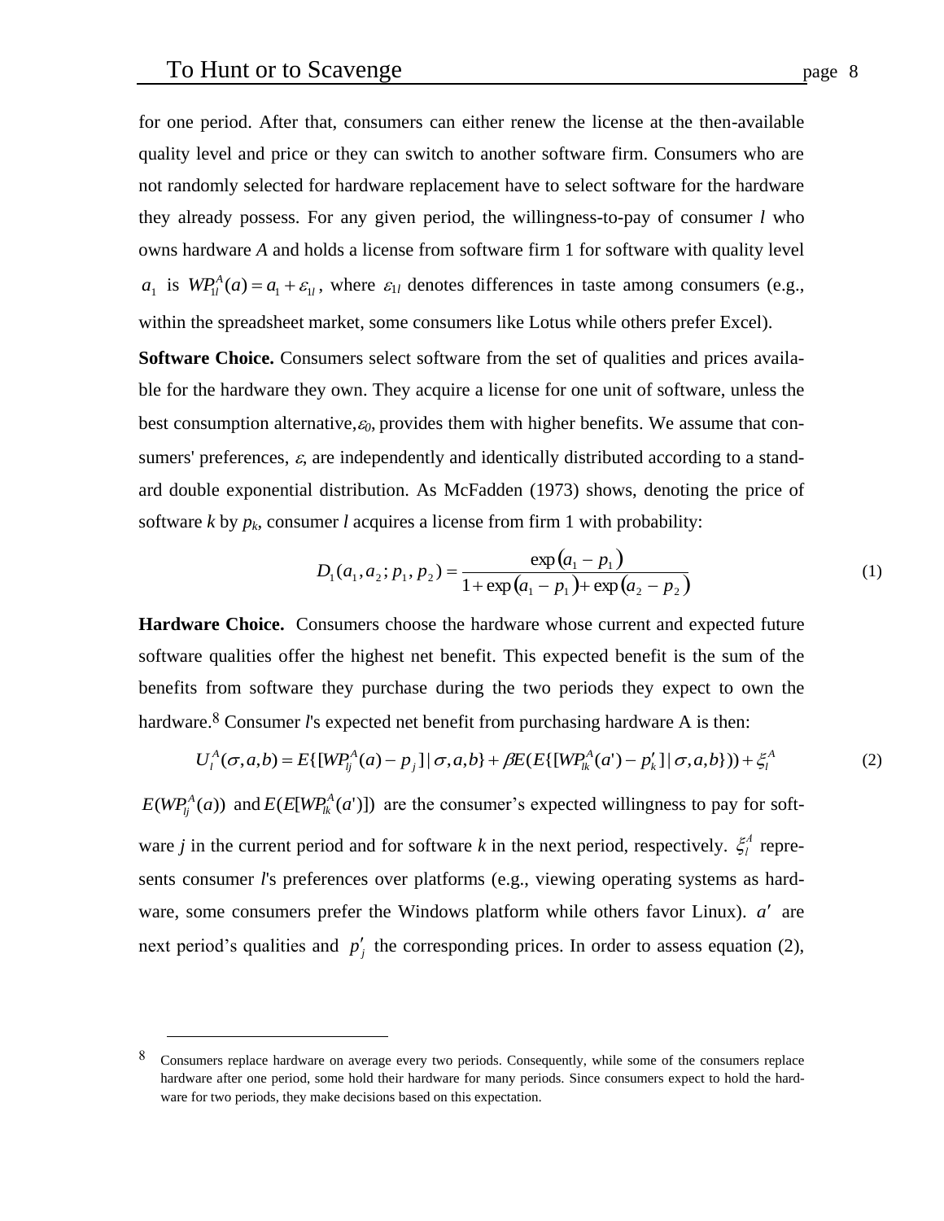for one period. After that, consumers can either renew the license at the then-available quality level and price or they can switch to another software firm. Consumers who are not randomly selected for hardware replacement have to select software for the hardware they already possess. For any given period, the willingness-to-pay of consumer *l* who owns hardware *A* and holds a license from software firm 1 for software with quality level $a_1$ is $WP_{1l}^A(a) = a_1 + \varepsilon_{1l}$, where $\varepsilon_{1l}$ denotes differences in taste among consumers (e.g., within the spreadsheet market, some consumers like Lotus while others prefer Excel).

**Software Choice.** Consumers select software from the set of qualities and prices available for the hardware they own. They acquire a license for one unit of software, unless the best consumption alternative, $\varepsilon_0$, provides them with higher benefits. We assume that consumers' preferences, $\varepsilon$, are independently and identically distributed according to a standard double exponential distribution. As McFadden (1973) shows, denoting the price of software *k* by $p_k$, consumer *l* acquires a license from firm 1 with probability:

$$D_1(a_1, a_2; p_1, p_2) = \frac{\exp(a_1 - p_1)}{1 + \exp(a_1 - p_1) + \exp(a_2 - p_2)} \tag{1}$$

**Hardware Choice.** Consumers choose the hardware whose current and expected future software qualities offer the highest net benefit. This expected benefit is the sum of the benefits from software they purchase during the two periods they expect to own the hardware.[8] Consumer *l*'s expected net benefit from purchasing hardware A is then:

$$U_l^A(\sigma, a, b) = E\{[WP_{lj}^A(a) - p_j] \mid \sigma, a, b\} + \beta E(E\{[WP_{lk}^A(a') - p_k'] \mid \sigma, a, b\}) + \xi_l^A \tag{2}$$

$E(WP_{lj}^A(a))$ and $E(E[WP_{lk}^A(a')])$ are the consumer's expected willingness to pay for software *j* in the current period and for software *k* in the next period, respectively. $\xi_l^A$ represents consumer *l*'s preferences over platforms (e.g., viewing operating systems as hardware, some consumers prefer the Windows platform while others favor Linux). $a'$ are next period's qualities and $p_j'$ the corresponding prices. In order to assess equation (2),

---

[8] Consumers replace hardware on average every two periods. Consequently, while some of the consumers replace hardware after one period, some hold their hardware for many periods. Since consumers expect to hold the hardware for two periods, they make decisions based on this expectation.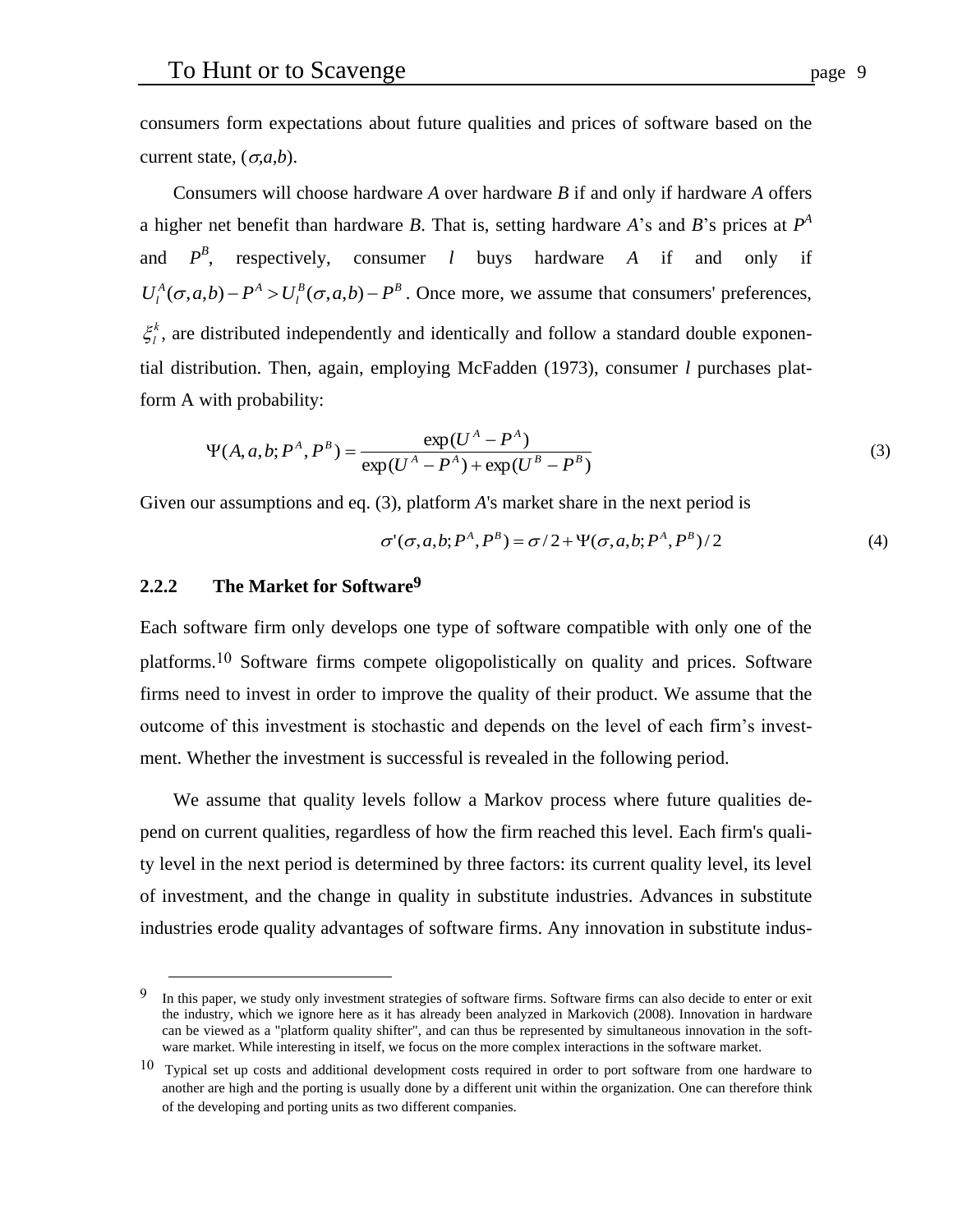consumers form expectations about future qualities and prices of software based on the current state, $(\sigma,a,b)$.

Consumers will choose hardware $A$ over hardware $B$ if and only if hardware $A$ offers a higher net benefit than hardware $B$. That is, setting hardware $A$'s and $B$'s prices at $P^A$ and $P^B$, respectively, consumer $l$ buys hardware $A$ if and only if $U_l^A(\sigma,a,b) - P^A > U_l^B(\sigma,a,b) - P^B$. Once more, we assume that consumers' preferences, $\xi_l^k$, are distributed independently and identically and follow a standard double exponential distribution. Then, again, employing McFadden (1973), consumer $l$ purchases platform A with probability:

$$\Psi(A,a,b;P^A,P^B) = \frac{\exp(U^A - P^A)}{\exp(U^A - P^A) + \exp(U^B - P^B)} \tag{3}$$

Given our assumptions and eq. (3), platform $A$'s market share in the next period is

$$\sigma'(\sigma,a,b;P^A,P^B) = \sigma/2 + \Psi(\sigma,a,b;P^A,P^B)/2 \tag{4}$$

### 2.2.2 The Market for Software[9]

Each software firm only develops one type of software compatible with only one of the platforms.[10] Software firms compete oligopolistically on quality and prices. Software firms need to invest in order to improve the quality of their product. We assume that the outcome of this investment is stochastic and depends on the level of each firm's investment. Whether the investment is successful is revealed in the following period.

We assume that quality levels follow a Markov process where future qualities depend on current qualities, regardless of how the firm reached this level. Each firm's quality level in the next period is determined by three factors: its current quality level, its level of investment, and the change in quality in substitute industries. Advances in substitute industries erode quality advantages of software firms. Any innovation in substitute indus-

---

[9] In this paper, we study only investment strategies of software firms. Software firms can also decide to enter or exit the industry, which we ignore here as it has already been analyzed in Markovich (2008). Innovation in hardware can be viewed as a "platform quality shifter", and can thus be represented by simultaneous innovation in the software market. While interesting in itself, we focus on the more complex interactions in the software market.

[10] Typical set up costs and additional development costs required in order to port software from one hardware to another are high and the porting is usually done by a different unit within the organization. One can therefore think of the developing and porting units as two different companies.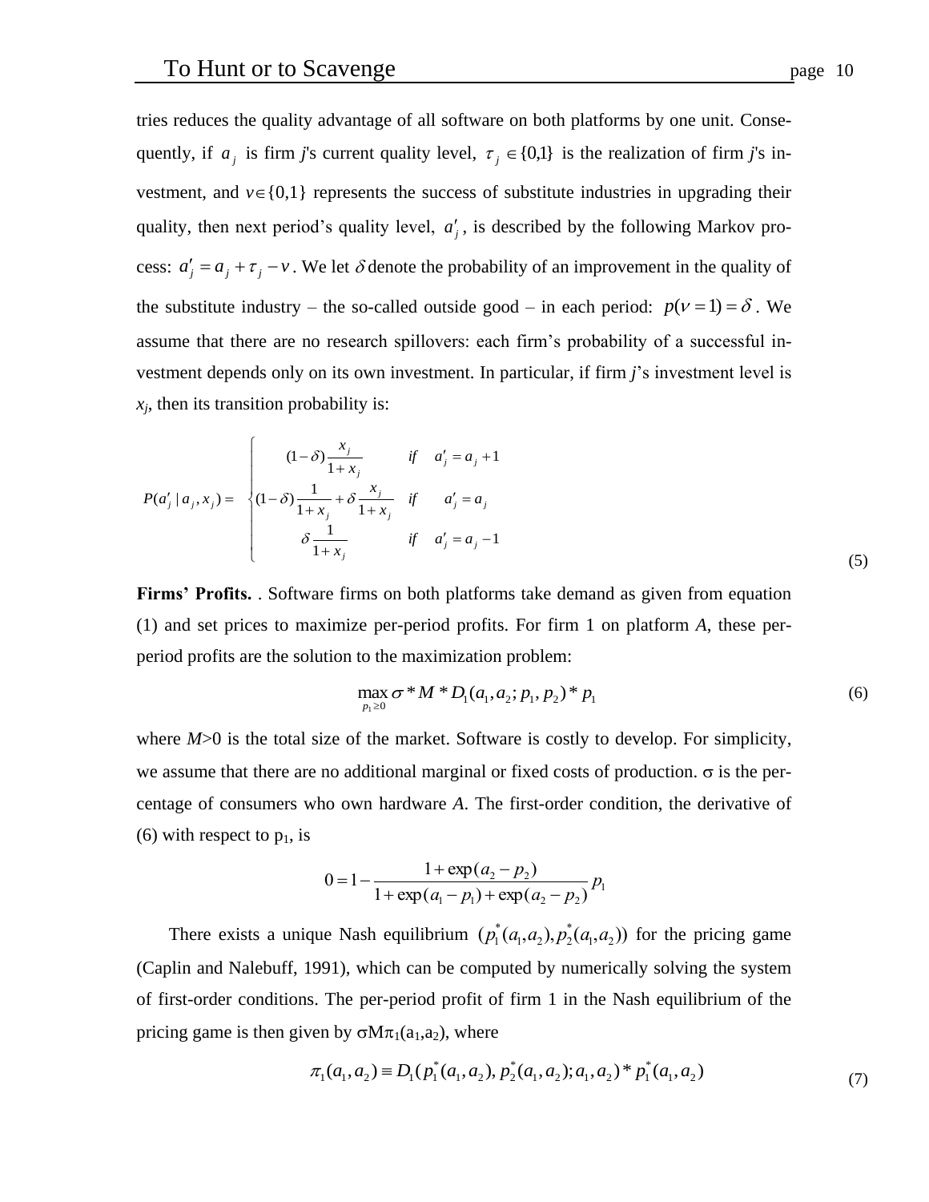tries reduces the quality advantage of all software on both platforms by one unit. Consequently, if $a_j$ is firm *j*'s current quality level, $\tau_j \in \{0,1\}$ is the realization of firm *j*'s investment, and $v \in \{0,1\}$ represents the success of substitute industries in upgrading their quality, then next period's quality level, $a'_j$, is described by the following Markov process: $a'_j = a_j + \tau_j - v$. We let $\delta$ denote the probability of an improvement in the quality of the substitute industry – the so-called outside good – in each period: $p(v = 1) = \delta$. We assume that there are no research spillovers: each firm's probability of a successful investment depends only on its own investment. In particular, if firm *j*'s investment level is $x_j$, then its transition probability is:

$$P(a'_j \mid a_j, x_j) = \begin{cases} (1-\delta)\dfrac{x_j}{1+x_j} & \text{if} \quad a'_j = a_j + 1 \\ (1-\delta)\dfrac{1}{1+x_j} + \delta\dfrac{x_j}{1+x_j} & \text{if} \quad a'_j = a_j \\ \delta\dfrac{1}{1+x_j} & \text{if} \quad a'_j = a_j - 1 \end{cases} \tag{5}$$

**Firms' Profits.** . Software firms on both platforms take demand as given from equation (1) and set prices to maximize per-period profits. For firm 1 on platform *A*, these per-period profits are the solution to the maximization problem:

$$\max_{p_1 \geq 0} \sigma * M * D_1(a_1, a_2; p_1, p_2) * p_1 \tag{6}$$

where $M>0$ is the total size of the market. Software is costly to develop. For simplicity, we assume that there are no additional marginal or fixed costs of production. $\sigma$ is the percentage of consumers who own hardware *A*. The first-order condition, the derivative of (6) with respect to $p_1$, is

$$0 = 1 - \frac{1 + \exp(a_2 - p_2)}{1 + \exp(a_1 - p_1) + \exp(a_2 - p_2)} p_1$$

There exists a unique Nash equilibrium $(p_1^*(a_1,a_2), p_2^*(a_1,a_2))$ for the pricing game (Caplin and Nalebuff, 1991), which can be computed by numerically solving the system of first-order conditions. The per-period profit of firm 1 in the Nash equilibrium of the pricing game is then given by $\sigma M \pi_1(a_1,a_2)$, where

$$\pi_1(a_1, a_2) \equiv D_1(p_1^*(a_1, a_2), p_2^*(a_1, a_2); a_1, a_2) * p_1^*(a_1, a_2) \tag{7}$$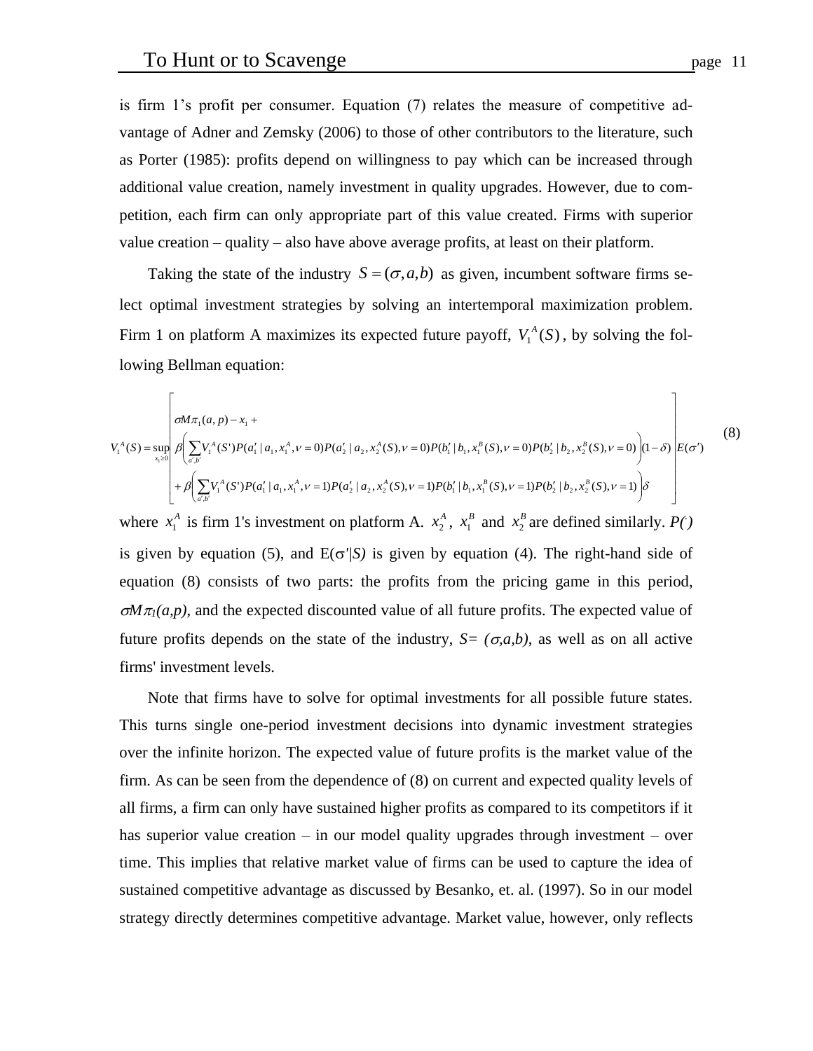is firm 1's profit per consumer. Equation (7) relates the measure of competitive advantage of Adner and Zemsky (2006) to those of other contributors to the literature, such as Porter (1985): profits depend on willingness to pay which can be increased through additional value creation, namely investment in quality upgrades. However, due to competition, each firm can only appropriate part of this value created. Firms with superior value creation – quality – also have above average profits, at least on their platform.

Taking the state of the industry $S=(\sigma,a,b)$ as given, incumbent software firms select optimal investment strategies by solving an intertemporal maximization problem. Firm 1 on platform A maximizes its expected future payoff, $V_1^A(S)$, by solving the following Bellman equation:

$$V_1^A(S)=\sup_{x_1\geq 0}\left[\begin{array}{l}\sigma M\pi_1(a,p)-x_1+\\ \beta\left(\sum_{a',b'}V_1^A(S')P(a_1'\mid a_1,x_1^A,\nu=0)P(a_2'\mid a_2,x_2^A(S),\nu=0)P(b_1'\mid b_1,x_1^B(S),\nu=0)P(b_2'\mid b_2,x_2^B(S),\nu=0)\right)(1-\delta)\\ +\beta\left(\sum_{a',b'}V_1^A(S')P(a_1'\mid a_1,x_1^A,\nu=1)P(a_2'\mid a_2,x_2^A(S),\nu=1)P(b_1'\mid b_1,x_1^B(S),\nu=1)P(b_2'\mid b_2,x_2^B(S),\nu=1)\right)\delta\end{array}\right]E(\sigma') \tag{8}$$

where $x_1^A$ is firm 1's investment on platform A. $x_2^A$, $x_1^B$ and $x_2^B$ are defined similarly. *P()* is given by equation (5), and $E(\sigma'|S)$ is given by equation (4). The right-hand side of equation (8) consists of two parts: the profits from the pricing game in this period, $\sigma M\pi_1(a,p)$, and the expected discounted value of all future profits. The expected value of future profits depends on the state of the industry, $S=(\sigma,a,b)$, as well as on all active firms' investment levels.

Note that firms have to solve for optimal investments for all possible future states. This turns single one-period investment decisions into dynamic investment strategies over the infinite horizon. The expected value of future profits is the market value of the firm. As can be seen from the dependence of (8) on current and expected quality levels of all firms, a firm can only have sustained higher profits as compared to its competitors if it has superior value creation – in our model quality upgrades through investment – over time. This implies that relative market value of firms can be used to capture the idea of sustained competitive advantage as discussed by Besanko, et. al. (1997). So in our model strategy directly determines competitive advantage. Market value, however, only reflects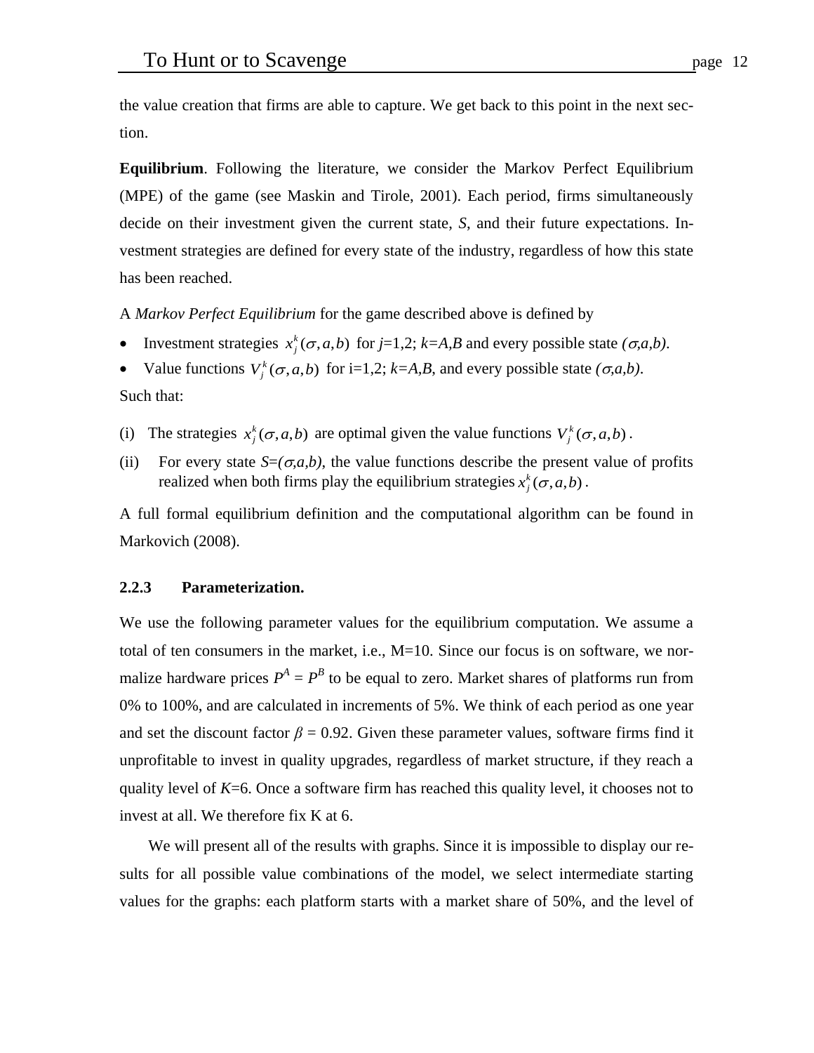the value creation that firms are able to capture. We get back to this point in the next section.

**Equilibrium**. Following the literature, we consider the Markov Perfect Equilibrium (MPE) of the game (see Maskin and Tirole, 2001). Each period, firms simultaneously decide on their investment given the current state, *S*, and their future expectations. Investment strategies are defined for every state of the industry, regardless of how this state has been reached.

A *Markov Perfect Equilibrium* for the game described above is defined by

- Investment strategies $x_j^k(\sigma, a, b)$ for *j*=1,2; *k=A,B* and every possible state $(\sigma,a,b)$.
- Value functions $V_j^k(\sigma, a, b)$ for i=1,2; *k=A,B*, and every possible state $(\sigma,a,b)$.

Such that:

(i) The strategies $x_j^k(\sigma, a, b)$ are optimal given the value functions $V_j^k(\sigma, a, b)$.

(ii) For every state $S=(\sigma,a,b)$, the value functions describe the present value of profits realized when both firms play the equilibrium strategies $x_j^k(\sigma, a, b)$.

A full formal equilibrium definition and the computational algorithm can be found in Markovich (2008).

### 2.2.3 Parameterization.

We use the following parameter values for the equilibrium computation. We assume a total of ten consumers in the market, i.e., M=10. Since our focus is on software, we normalize hardware prices $P^A = P^B$ to be equal to zero. Market shares of platforms run from 0% to 100%, and are calculated in increments of 5%. We think of each period as one year and set the discount factor $\beta = 0.92$. Given these parameter values, software firms find it unprofitable to invest in quality upgrades, regardless of market structure, if they reach a quality level of *K*=6. Once a software firm has reached this quality level, it chooses not to invest at all. We therefore fix K at 6.

We will present all of the results with graphs. Since it is impossible to display our results for all possible value combinations of the model, we select intermediate starting values for the graphs: each platform starts with a market share of 50%, and the level of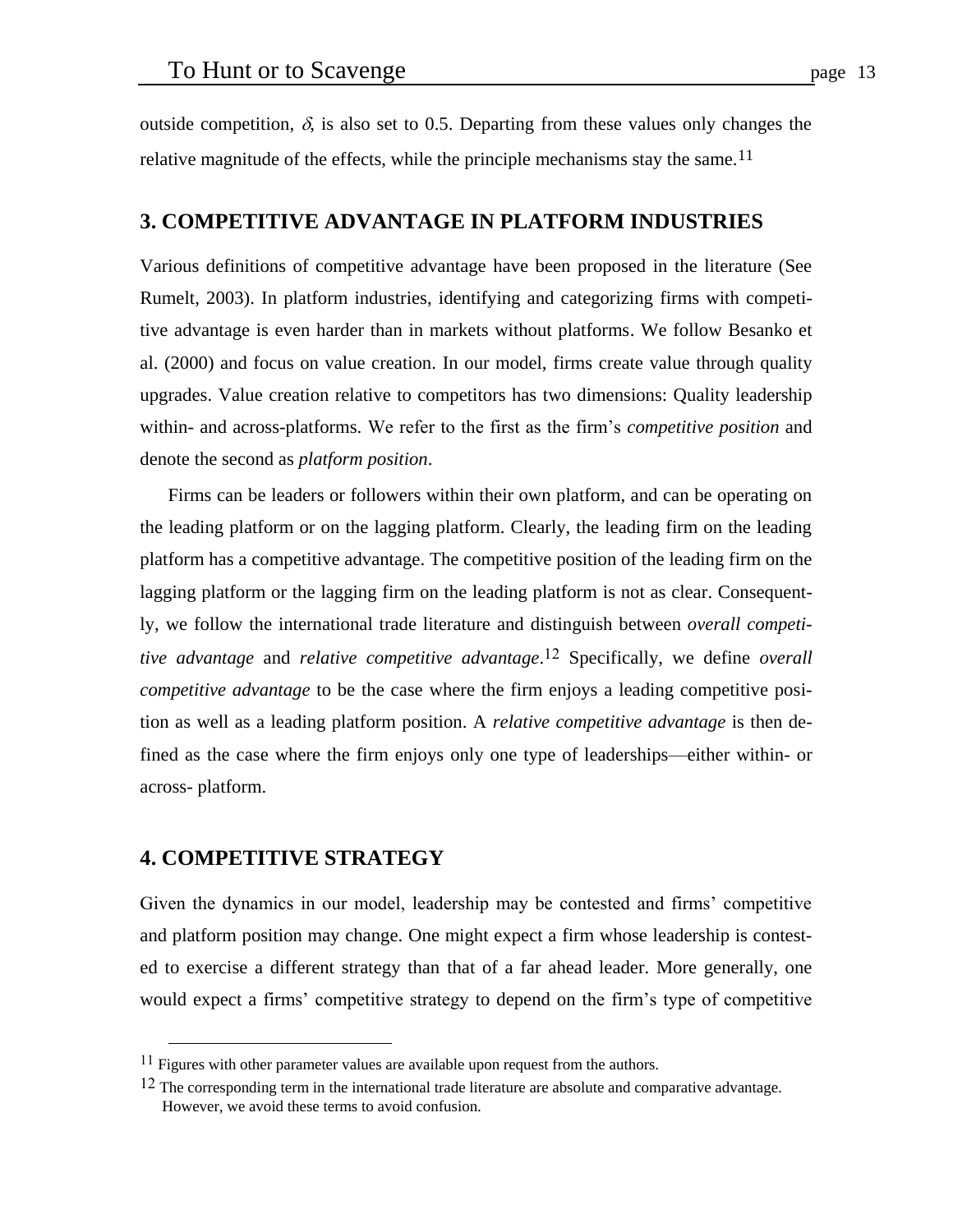outside competition, $\delta$, is also set to 0.5. Departing from these values only changes the relative magnitude of the effects, while the principle mechanisms stay the same.[11]

## 3. COMPETITIVE ADVANTAGE IN PLATFORM INDUSTRIES

Various definitions of competitive advantage have been proposed in the literature (See Rumelt, 2003). In platform industries, identifying and categorizing firms with competitive advantage is even harder than in markets without platforms. We follow Besanko et al. (2000) and focus on value creation. In our model, firms create value through quality upgrades. Value creation relative to competitors has two dimensions: Quality leadership within- and across-platforms. We refer to the first as the firm's *competitive position* and denote the second as *platform position*.

Firms can be leaders or followers within their own platform, and can be operating on the leading platform or on the lagging platform. Clearly, the leading firm on the leading platform has a competitive advantage. The competitive position of the leading firm on the lagging platform or the lagging firm on the leading platform is not as clear. Consequently, we follow the international trade literature and distinguish between *overall competitive advantage* and *relative competitive advantage*.[12] Specifically, we define *overall competitive advantage* to be the case where the firm enjoys a leading competitive position as well as a leading platform position. A *relative competitive advantage* is then defined as the case where the firm enjoys only one type of leaderships—either within- or across- platform.

## 4. COMPETITIVE STRATEGY

Given the dynamics in our model, leadership may be contested and firms' competitive and platform position may change. One might expect a firm whose leadership is contested to exercise a different strategy than that of a far ahead leader. More generally, one would expect a firms' competitive strategy to depend on the firm's type of competitive

[11] Figures with other parameter values are available upon request from the authors.

[12] The corresponding term in the international trade literature are absolute and comparative advantage. However, we avoid these terms to avoid confusion.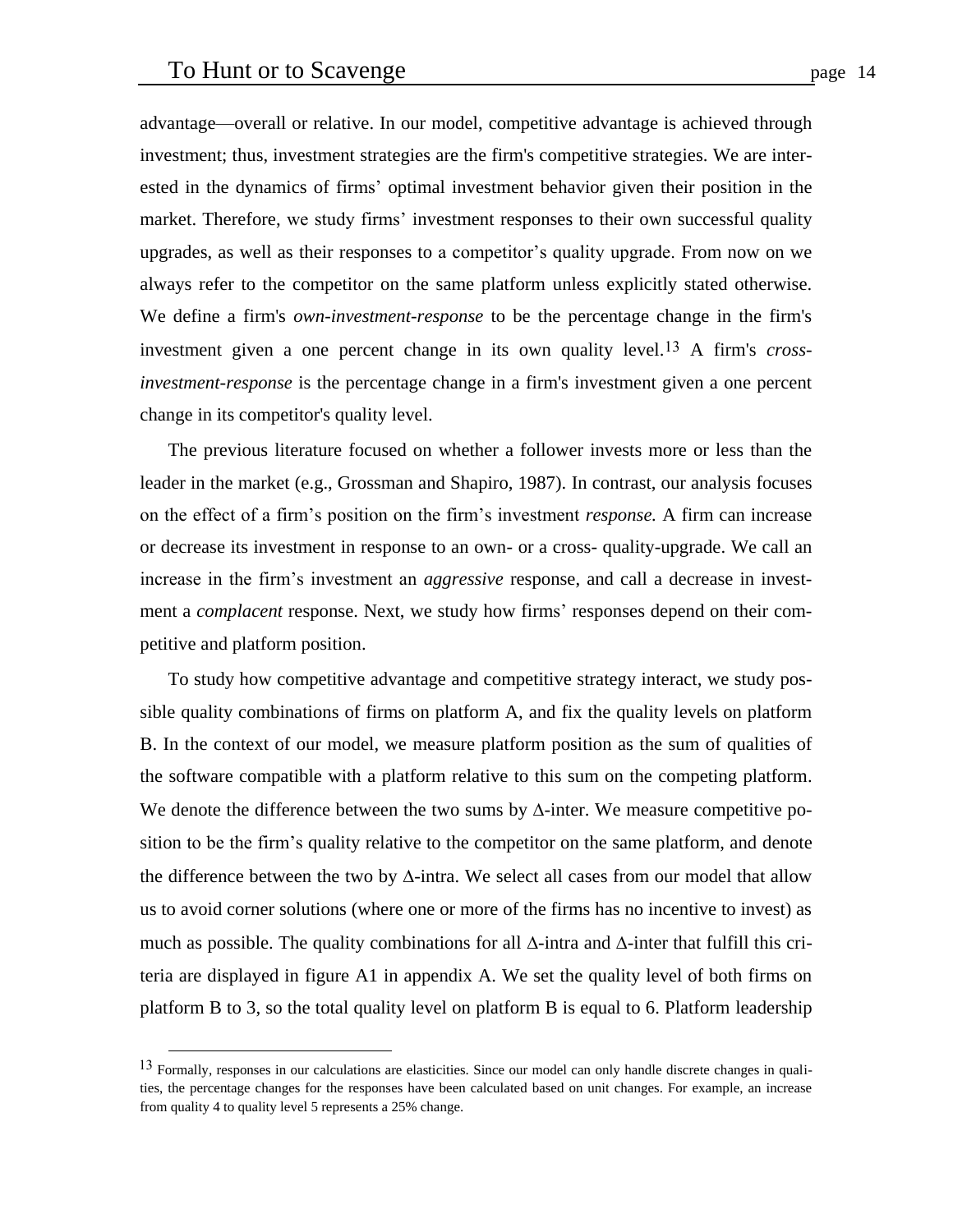advantage—overall or relative. In our model, competitive advantage is achieved through investment; thus, investment strategies are the firm's competitive strategies. We are interested in the dynamics of firms' optimal investment behavior given their position in the market. Therefore, we study firms' investment responses to their own successful quality upgrades, as well as their responses to a competitor's quality upgrade. From now on we always refer to the competitor on the same platform unless explicitly stated otherwise. We define a firm's *own-investment-response* to be the percentage change in the firm's investment given a one percent change in its own quality level.[13] A firm's *cross-investment-response* is the percentage change in a firm's investment given a one percent change in its competitor's quality level.

The previous literature focused on whether a follower invests more or less than the leader in the market (e.g., Grossman and Shapiro, 1987). In contrast, our analysis focuses on the effect of a firm's position on the firm's investment *response.* A firm can increase or decrease its investment in response to an own- or a cross- quality-upgrade. We call an increase in the firm's investment an *aggressive* response, and call a decrease in investment a *complacent* response. Next, we study how firms' responses depend on their competitive and platform position.

To study how competitive advantage and competitive strategy interact, we study possible quality combinations of firms on platform A, and fix the quality levels on platform B. In the context of our model, we measure platform position as the sum of qualities of the software compatible with a platform relative to this sum on the competing platform. We denote the difference between the two sums by Δ-inter. We measure competitive position to be the firm's quality relative to the competitor on the same platform, and denote the difference between the two by Δ-intra. We select all cases from our model that allow us to avoid corner solutions (where one or more of the firms has no incentive to invest) as much as possible. The quality combinations for all Δ-intra and Δ-inter that fulfill this criteria are displayed in figure A1 in appendix A. We set the quality level of both firms on platform B to 3, so the total quality level on platform B is equal to 6. Platform leadership

[13] Formally, responses in our calculations are elasticities. Since our model can only handle discrete changes in qualities, the percentage changes for the responses have been calculated based on unit changes. For example, an increase from quality 4 to quality level 5 represents a 25% change.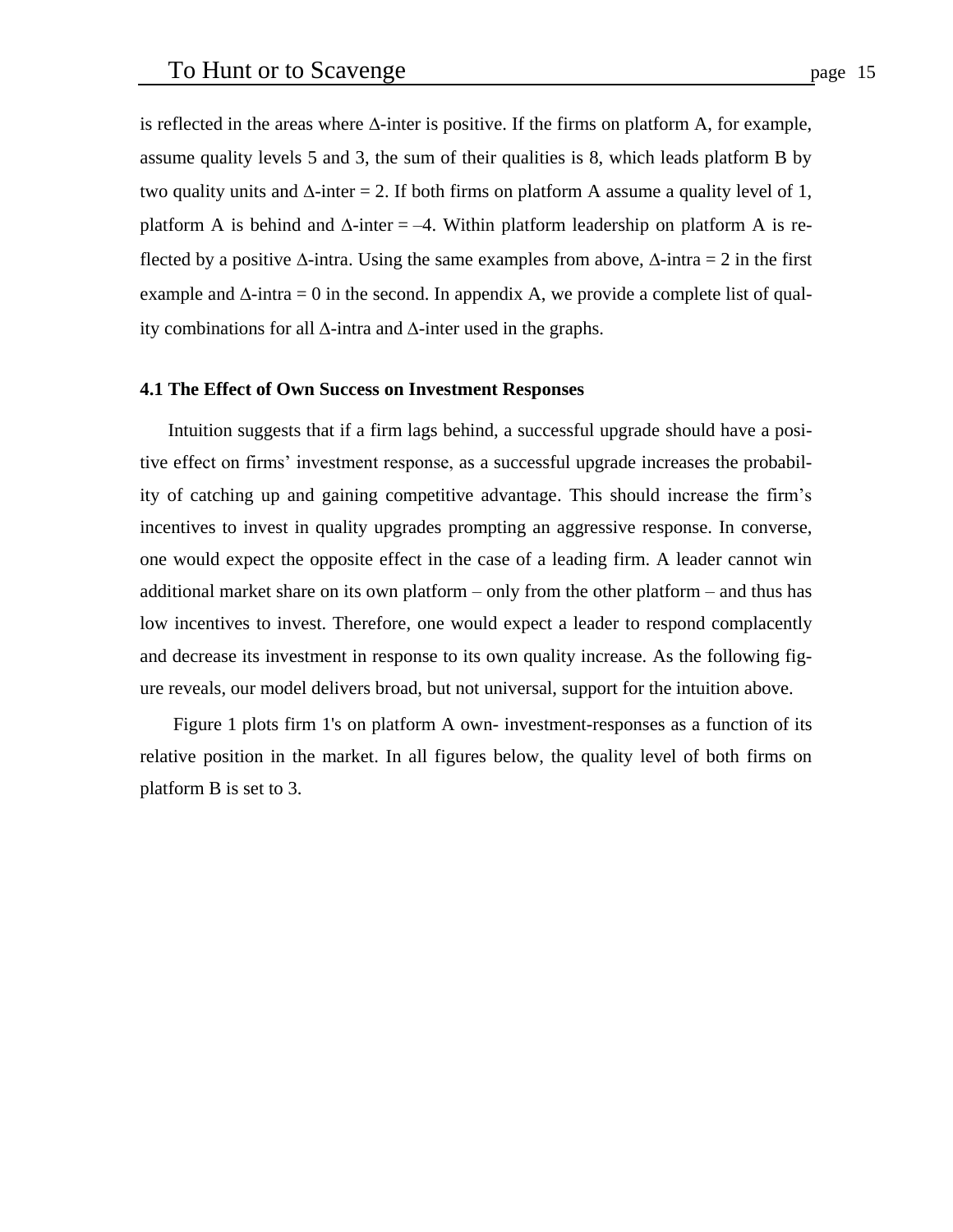is reflected in the areas where $\Delta$-inter is positive. If the firms on platform A, for example, assume quality levels 5 and 3, the sum of their qualities is 8, which leads platform B by two quality units and $\Delta$-inter = 2. If both firms on platform A assume a quality level of 1, platform A is behind and $\Delta$-inter = –4. Within platform leadership on platform A is reflected by a positive $\Delta$-intra. Using the same examples from above, $\Delta$-intra = 2 in the first example and $\Delta$-intra = 0 in the second. In appendix A, we provide a complete list of quality combinations for all $\Delta$-intra and $\Delta$-inter used in the graphs.

### 4.1 The Effect of Own Success on Investment Responses

Intuition suggests that if a firm lags behind, a successful upgrade should have a positive effect on firms' investment response, as a successful upgrade increases the probability of catching up and gaining competitive advantage. This should increase the firm's incentives to invest in quality upgrades prompting an aggressive response. In converse, one would expect the opposite effect in the case of a leading firm. A leader cannot win additional market share on its own platform – only from the other platform – and thus has low incentives to invest. Therefore, one would expect a leader to respond complacently and decrease its investment in response to its own quality increase. As the following figure reveals, our model delivers broad, but not universal, support for the intuition above.

Figure 1 plots firm 1's on platform A own- investment-responses as a function of its relative position in the market. In all figures below, the quality level of both firms on platform B is set to 3.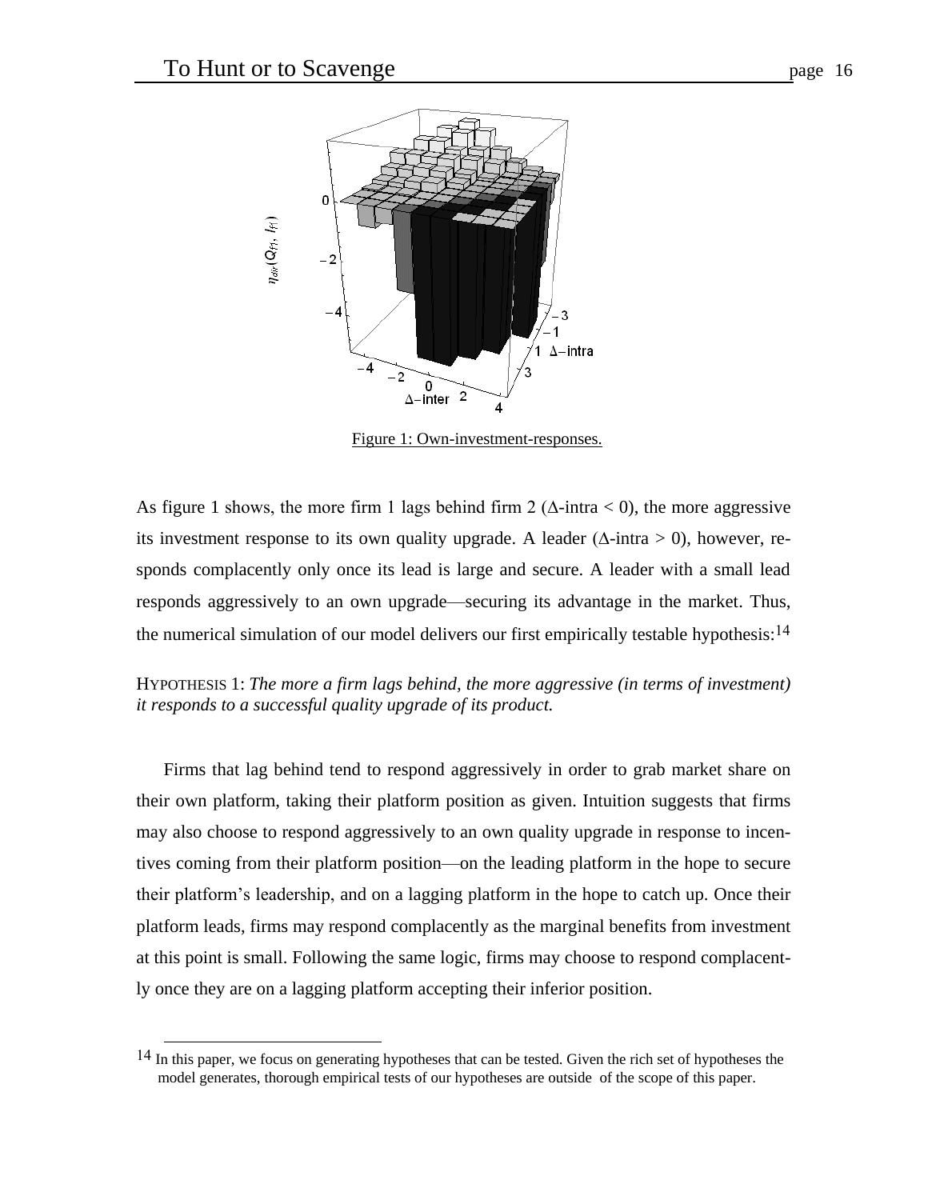Figure 1: Own-investment-responses.

As figure 1 shows, the more firm 1 lags behind firm 2 ($\Delta$-intra < 0), the more aggressive its investment response to its own quality upgrade. A leader ($\Delta$-intra > 0), however, responds complacently only once its lead is large and secure. A leader with a small lead responds aggressively to an own upgrade—securing its advantage in the market. Thus, the numerical simulation of our model delivers our first empirically testable hypothesis:[14]

HYPOTHESIS 1: *The more a firm lags behind, the more aggressive (in terms of investment) it responds to a successful quality upgrade of its product.*

Firms that lag behind tend to respond aggressively in order to grab market share on their own platform, taking their platform position as given. Intuition suggests that firms may also choose to respond aggressively to an own quality upgrade in response to incentives coming from their platform position—on the leading platform in the hope to secure their platform's leadership, and on a lagging platform in the hope to catch up. Once their platform leads, firms may respond complacently as the marginal benefits from investment at this point is small. Following the same logic, firms may choose to respond complacently once they are on a lagging platform accepting their inferior position.

---

[14] In this paper, we focus on generating hypotheses that can be tested. Given the rich set of hypotheses the model generates, thorough empirical tests of our hypotheses are outside of the scope of this paper.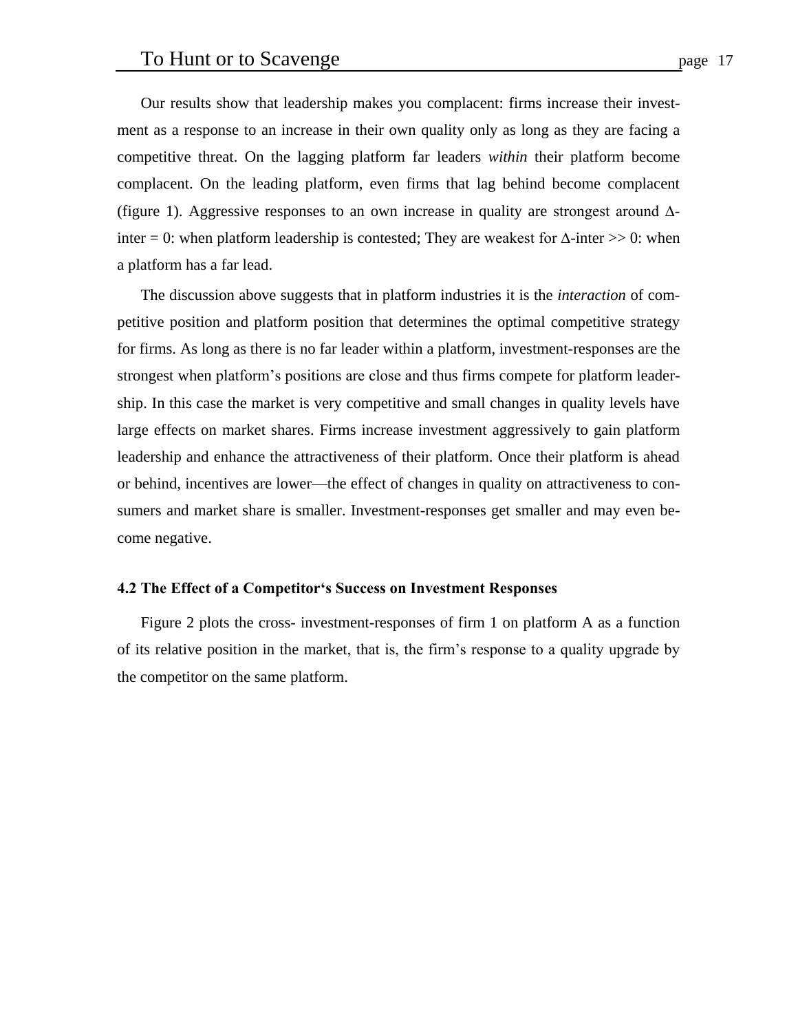Our results show that leadership makes you complacent: firms increase their investment as a response to an increase in their own quality only as long as they are facing a competitive threat. On the lagging platform far leaders *within* their platform become complacent. On the leading platform, even firms that lag behind become complacent (figure 1). Aggressive responses to an own increase in quality are strongest around $\Delta$-inter = 0: when platform leadership is contested; They are weakest for $\Delta$-inter >> 0: when a platform has a far lead.

The discussion above suggests that in platform industries it is the *interaction* of competitive position and platform position that determines the optimal competitive strategy for firms. As long as there is no far leader within a platform, investment-responses are the strongest when platform's positions are close and thus firms compete for platform leadership. In this case the market is very competitive and small changes in quality levels have large effects on market shares. Firms increase investment aggressively to gain platform leadership and enhance the attractiveness of their platform. Once their platform is ahead or behind, incentives are lower—the effect of changes in quality on attractiveness to consumers and market share is smaller. Investment-responses get smaller and may even become negative.

### 4.2 The Effect of a Competitor's Success on Investment Responses

Figure 2 plots the cross- investment-responses of firm 1 on platform A as a function of its relative position in the market, that is, the firm's response to a quality upgrade by the competitor on the same platform.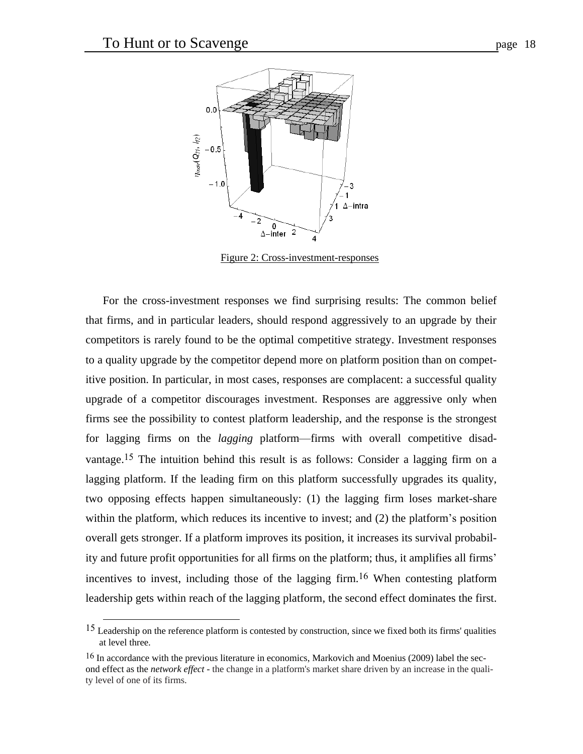Figure 2: Cross-investment-responses

For the cross-investment responses we find surprising results: The common belief that firms, and in particular leaders, should respond aggressively to an upgrade by their competitors is rarely found to be the optimal competitive strategy. Investment responses to a quality upgrade by the competitor depend more on platform position than on competitive position. In particular, in most cases, responses are complacent: a successful quality upgrade of a competitor discourages investment. Responses are aggressive only when firms see the possibility to contest platform leadership, and the response is the strongest for lagging firms on the *lagging* platform—firms with overall competitive disadvantage.[15] The intuition behind this result is as follows: Consider a lagging firm on a lagging platform. If the leading firm on this platform successfully upgrades its quality, two opposing effects happen simultaneously: (1) the lagging firm loses market-share within the platform, which reduces its incentive to invest; and (2) the platform's position overall gets stronger. If a platform improves its position, it increases its survival probability and future profit opportunities for all firms on the platform; thus, it amplifies all firms' incentives to invest, including those of the lagging firm.[16] When contesting platform leadership gets within reach of the lagging platform, the second effect dominates the first.

---

[15] Leadership on the reference platform is contested by construction, since we fixed both its firms' qualities at level three.

[16] In accordance with the previous literature in economics, Markovich and Moenius (2009) label the second effect as the *network effect* - the change in a platform's market share driven by an increase in the quality level of one of its firms.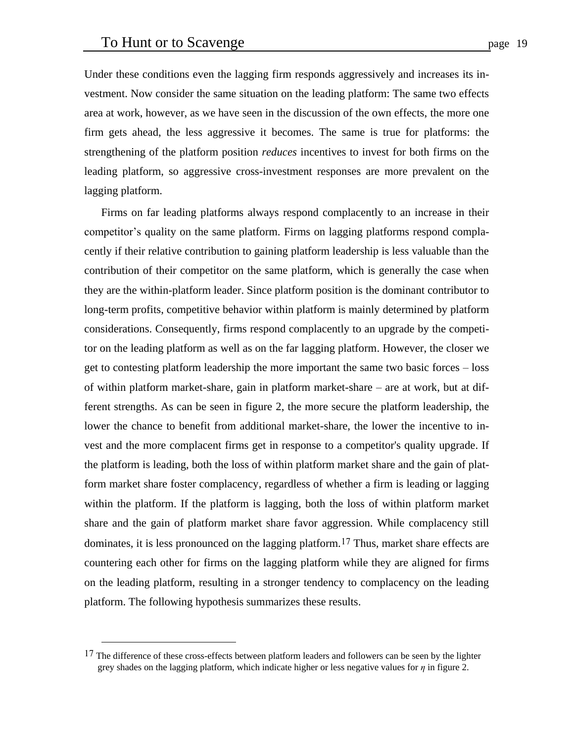Under these conditions even the lagging firm responds aggressively and increases its investment. Now consider the same situation on the leading platform: The same two effects area at work, however, as we have seen in the discussion of the own effects, the more one firm gets ahead, the less aggressive it becomes. The same is true for platforms: the strengthening of the platform position *reduces* incentives to invest for both firms on the leading platform, so aggressive cross-investment responses are more prevalent on the lagging platform.

Firms on far leading platforms always respond complacently to an increase in their competitor's quality on the same platform. Firms on lagging platforms respond complacently if their relative contribution to gaining platform leadership is less valuable than the contribution of their competitor on the same platform, which is generally the case when they are the within-platform leader. Since platform position is the dominant contributor to long-term profits, competitive behavior within platform is mainly determined by platform considerations. Consequently, firms respond complacently to an upgrade by the competitor on the leading platform as well as on the far lagging platform. However, the closer we get to contesting platform leadership the more important the same two basic forces – loss of within platform market-share, gain in platform market-share – are at work, but at different strengths. As can be seen in figure 2, the more secure the platform leadership, the lower the chance to benefit from additional market-share, the lower the incentive to invest and the more complacent firms get in response to a competitor's quality upgrade. If the platform is leading, both the loss of within platform market share and the gain of platform market share foster complacency, regardless of whether a firm is leading or lagging within the platform. If the platform is lagging, both the loss of within platform market share and the gain of platform market share favor aggression. While complacency still dominates, it is less pronounced on the lagging platform.[17] Thus, market share effects are countering each other for firms on the lagging platform while they are aligned for firms on the leading platform, resulting in a stronger tendency to complacency on the leading platform. The following hypothesis summarizes these results.

[17] The difference of these cross-effects between platform leaders and followers can be seen by the lighter grey shades on the lagging platform, which indicate higher or less negative values for $\eta$ in figure 2.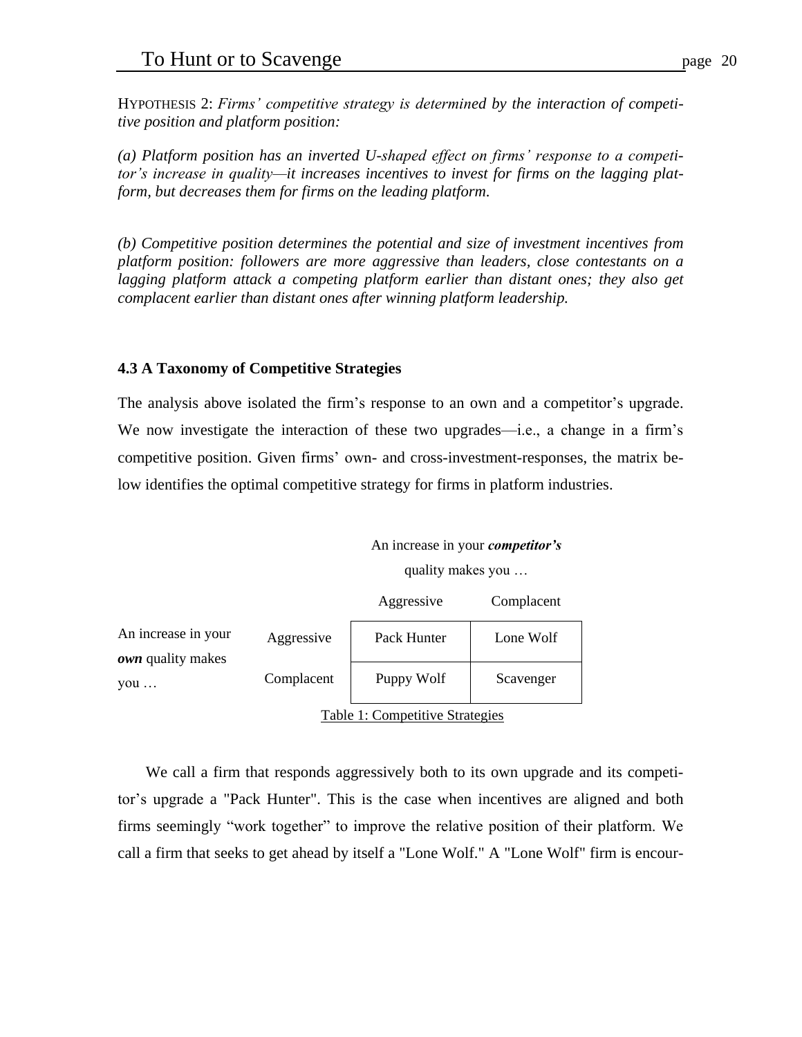HYPOTHESIS 2: *Firms' competitive strategy is determined by the interaction of competitive position and platform position:*

*(a) Platform position has an inverted U-shaped effect on firms' response to a competitor's increase in quality—it increases incentives to invest for firms on the lagging platform, but decreases them for firms on the leading platform.*

*(b) Competitive position determines the potential and size of investment incentives from platform position: followers are more aggressive than leaders, close contestants on a lagging platform attack a competing platform earlier than distant ones; they also get complacent earlier than distant ones after winning platform leadership.*

### 4.3 A Taxonomy of Competitive Strategies

The analysis above isolated the firm's response to an own and a competitor's upgrade. We now investigate the interaction of these two upgrades—i.e., a change in a firm's competitive position. Given firms' own- and cross-investment-responses, the matrix below identifies the optimal competitive strategy for firms in platform industries.

| | | An increase in your ***competitor's*** quality makes you … | |
|---|---|---|---|
| | | Aggressive | Complacent |
| An increase in your ***own*** quality makes you … | Aggressive | Pack Hunter | Lone Wolf |
| | Complacent | Puppy Wolf | Scavenger |

Table 1: Competitive Strategies

We call a firm that responds aggressively both to its own upgrade and its competitor's upgrade a "Pack Hunter". This is the case when incentives are aligned and both firms seemingly "work together" to improve the relative position of their platform. We call a firm that seeks to get ahead by itself a "Lone Wolf." A "Lone Wolf" firm is encour-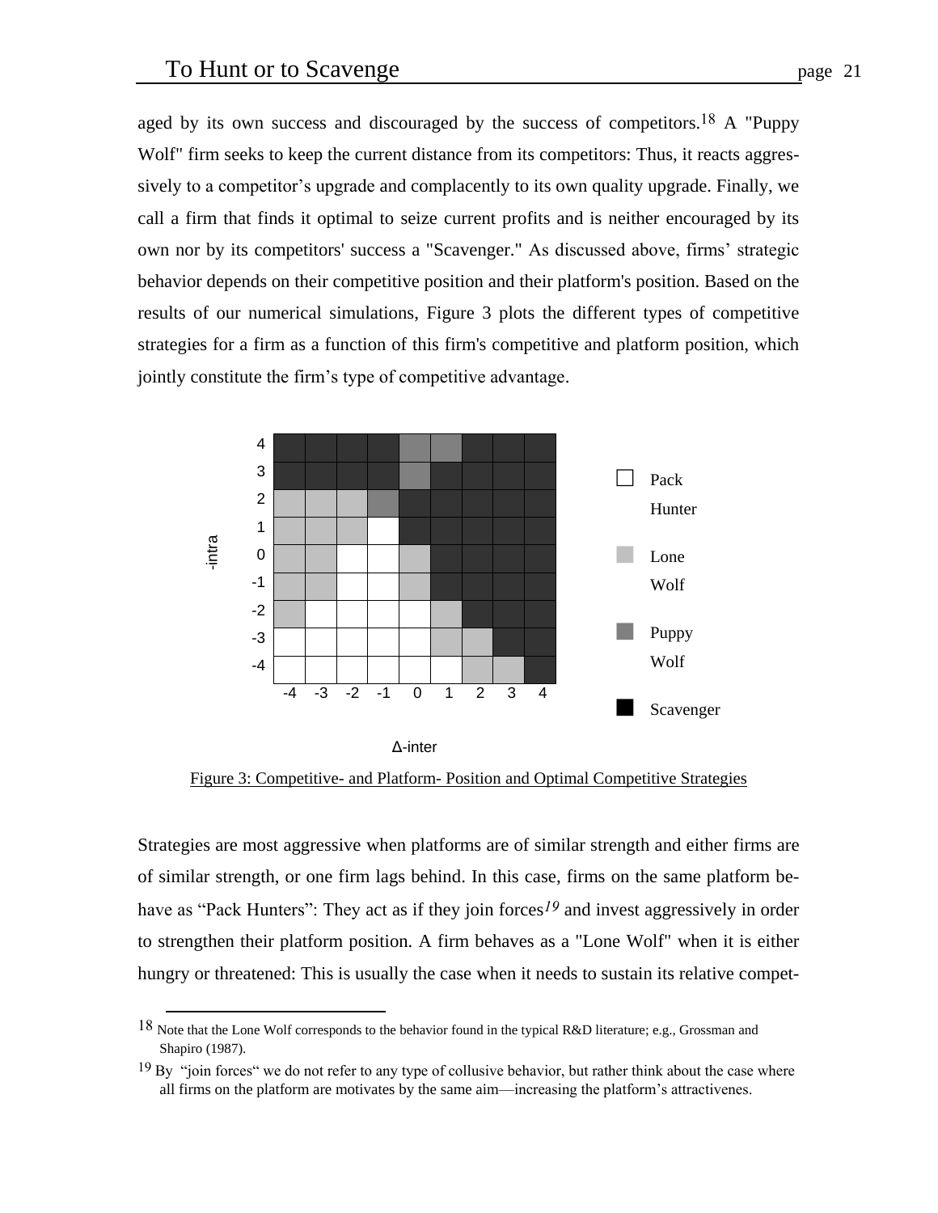aged by its own success and discouraged by the success of competitors.[18] A "Puppy Wolf" firm seeks to keep the current distance from its competitors: Thus, it reacts aggressively to a competitor's upgrade and complacently to its own quality upgrade. Finally, we call a firm that finds it optimal to seize current profits and is neither encouraged by its own nor by its competitors' success a "Scavenger." As discussed above, firms' strategic behavior depends on their competitive position and their platform's position. Based on the results of our numerical simulations, Figure 3 plots the different types of competitive strategies for a firm as a function of this firm's competitive and platform position, which jointly constitute the firm's type of competitive advantage.

Figure 3: Competitive- and Platform- Position and Optimal Competitive Strategies

Strategies are most aggressive when platforms are of similar strength and either firms are of similar strength, or one firm lags behind. In this case, firms on the same platform behave as "Pack Hunters": They act as if they join forces[19] and invest aggressively in order to strengthen their platform position. A firm behaves as a "Lone Wolf" when it is either hungry or threatened: This is usually the case when it needs to sustain its relative compet-

[18] Note that the Lone Wolf corresponds to the behavior found in the typical R&D literature; e.g., Grossman and Shapiro (1987).

[19] By "join forces" we do not refer to any type of collusive behavior, but rather think about the case where all firms on the platform are motivates by the same aim—increasing the platform's attractivenes.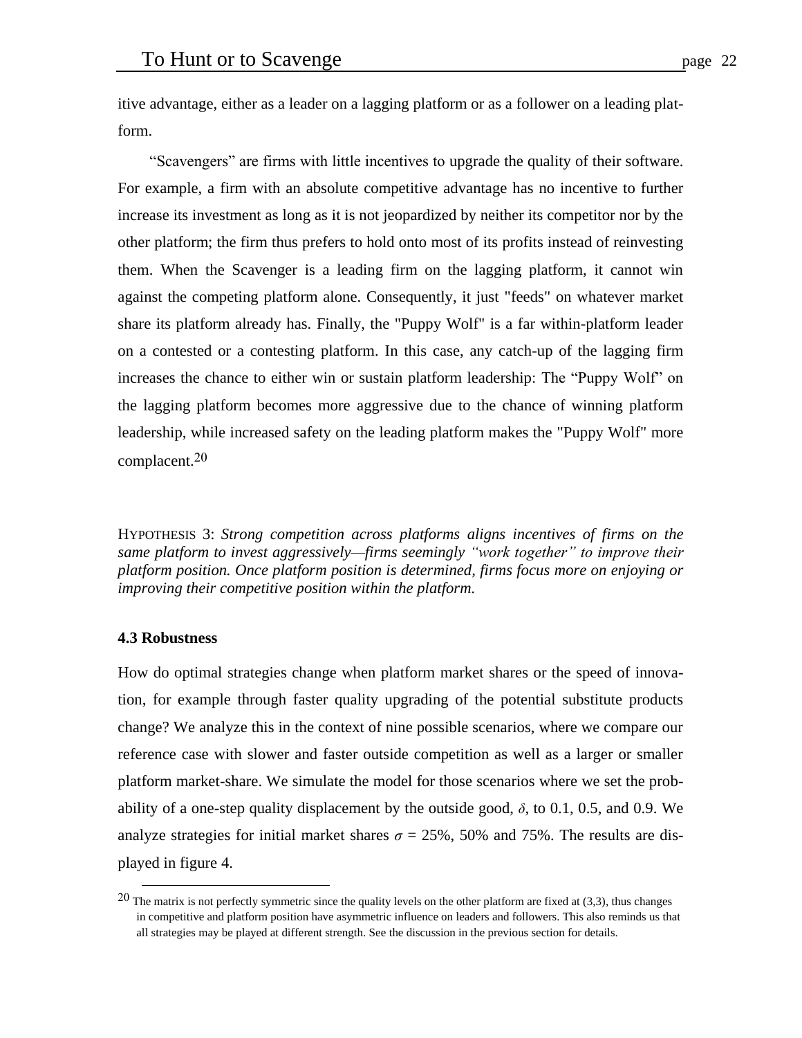itive advantage, either as a leader on a lagging platform or as a follower on a leading platform.

"Scavengers" are firms with little incentives to upgrade the quality of their software. For example, a firm with an absolute competitive advantage has no incentive to further increase its investment as long as it is not jeopardized by neither its competitor nor by the other platform; the firm thus prefers to hold onto most of its profits instead of reinvesting them. When the Scavenger is a leading firm on the lagging platform, it cannot win against the competing platform alone. Consequently, it just "feeds" on whatever market share its platform already has. Finally, the "Puppy Wolf" is a far within-platform leader on a contested or a contesting platform. In this case, any catch-up of the lagging firm increases the chance to either win or sustain platform leadership: The "Puppy Wolf" on the lagging platform becomes more aggressive due to the chance of winning platform leadership, while increased safety on the leading platform makes the "Puppy Wolf" more complacent.[20]

HYPOTHESIS 3: *Strong competition across platforms aligns incentives of firms on the same platform to invest aggressively—firms seemingly "work together" to improve their platform position. Once platform position is determined, firms focus more on enjoying or improving their competitive position within the platform.*

### 4.3 Robustness

How do optimal strategies change when platform market shares or the speed of innovation, for example through faster quality upgrading of the potential substitute products change? We analyze this in the context of nine possible scenarios, where we compare our reference case with slower and faster outside competition as well as a larger or smaller platform market-share. We simulate the model for those scenarios where we set the probability of a one-step quality displacement by the outside good, $\delta$, to 0.1, 0.5, and 0.9. We analyze strategies for initial market shares $\sigma$ = 25%, 50% and 75%. The results are displayed in figure 4.

[20] The matrix is not perfectly symmetric since the quality levels on the other platform are fixed at (3,3), thus changes in competitive and platform position have asymmetric influence on leaders and followers. This also reminds us that all strategies may be played at different strength. See the discussion in the previous section for details.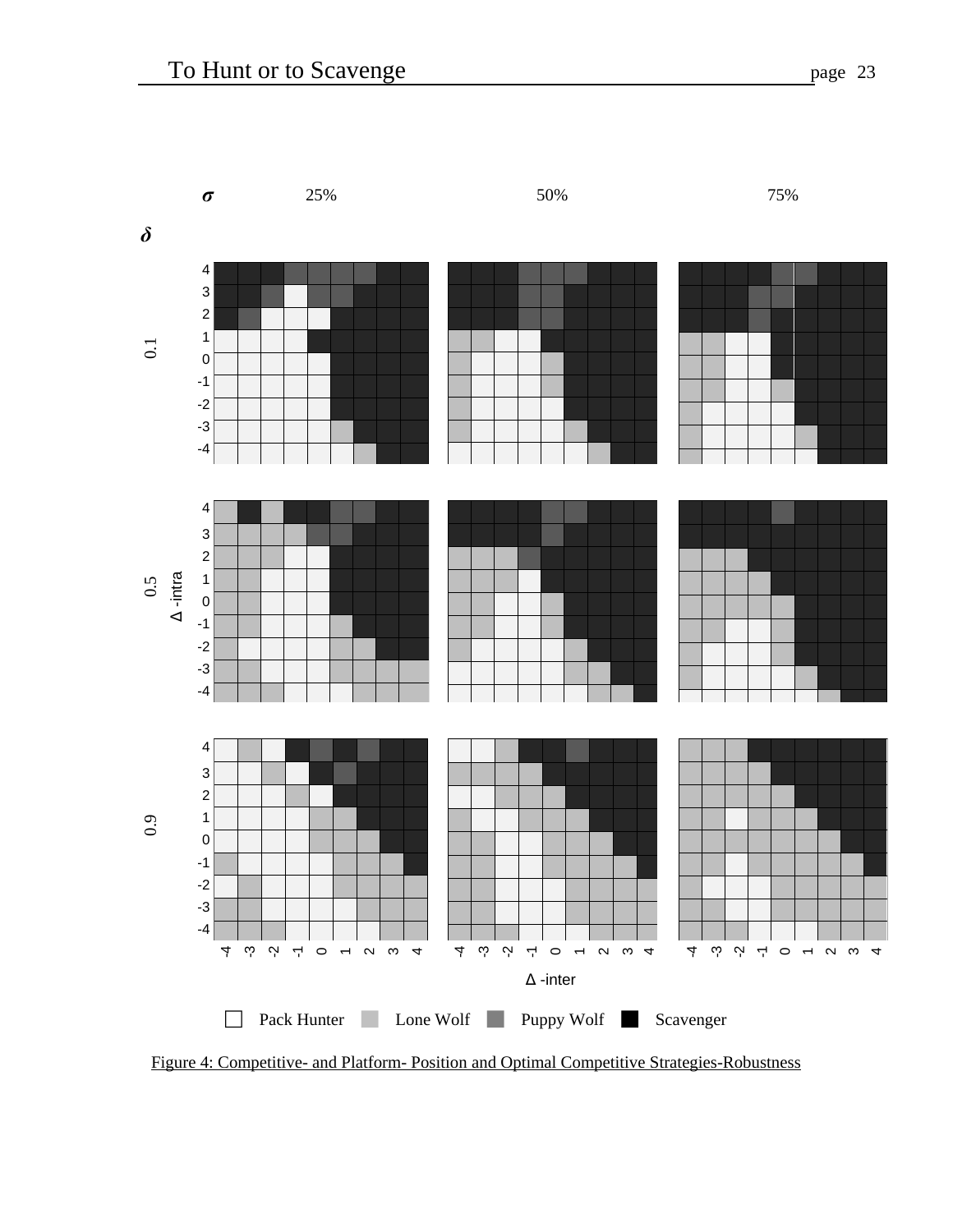Figure 4: Competitive- and Platform- Position and Optimal Competitive Strategies-Robustness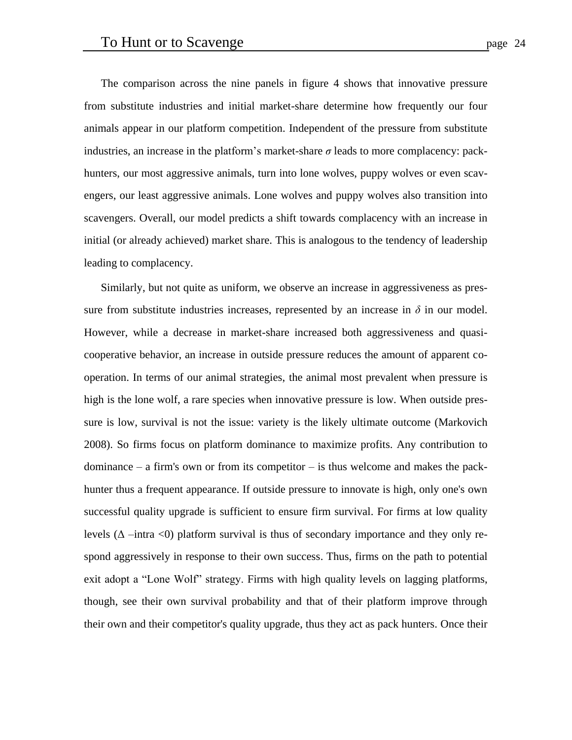The comparison across the nine panels in figure 4 shows that innovative pressure from substitute industries and initial market-share determine how frequently our four animals appear in our platform competition. Independent of the pressure from substitute industries, an increase in the platform's market-share $\sigma$ leads to more complacency: pack-hunters, our most aggressive animals, turn into lone wolves, puppy wolves or even scavengers, our least aggressive animals. Lone wolves and puppy wolves also transition into scavengers. Overall, our model predicts a shift towards complacency with an increase in initial (or already achieved) market share. This is analogous to the tendency of leadership leading to complacency.

Similarly, but not quite as uniform, we observe an increase in aggressiveness as pressure from substitute industries increases, represented by an increase in $\delta$ in our model. However, while a decrease in market-share increased both aggressiveness and quasi-cooperative behavior, an increase in outside pressure reduces the amount of apparent cooperation. In terms of our animal strategies, the animal most prevalent when pressure is high is the lone wolf, a rare species when innovative pressure is low. When outside pressure is low, survival is not the issue: variety is the likely ultimate outcome (Markovich 2008). So firms focus on platform dominance to maximize profits. Any contribution to dominance – a firm's own or from its competitor – is thus welcome and makes the pack-hunter thus a frequent appearance. If outside pressure to innovate is high, only one's own successful quality upgrade is sufficient to ensure firm survival. For firms at low quality levels ($\Delta$ –intra <0) platform survival is thus of secondary importance and they only respond aggressively in response to their own success. Thus, firms on the path to potential exit adopt a "Lone Wolf" strategy. Firms with high quality levels on lagging platforms, though, see their own survival probability and that of their platform improve through their own and their competitor's quality upgrade, thus they act as pack hunters. Once their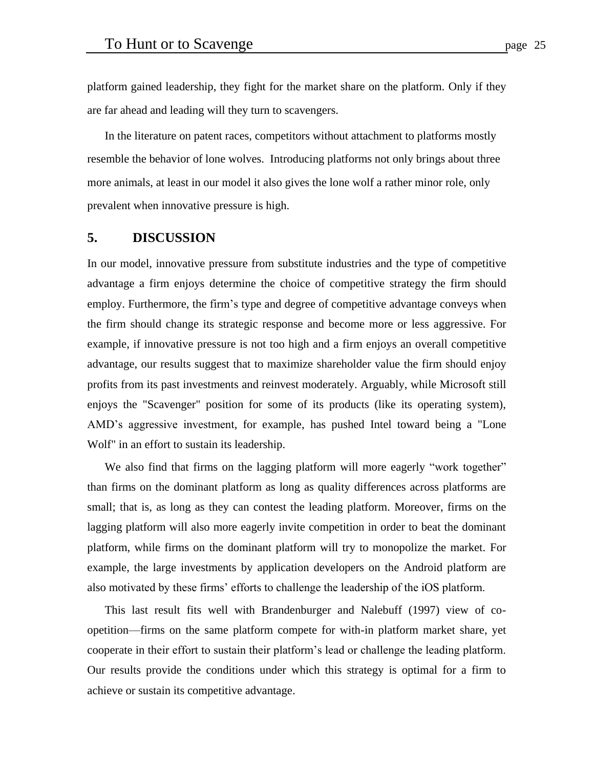platform gained leadership, they fight for the market share on the platform. Only if they are far ahead and leading will they turn to scavengers.

In the literature on patent races, competitors without attachment to platforms mostly resemble the behavior of lone wolves. Introducing platforms not only brings about three more animals, at least in our model it also gives the lone wolf a rather minor role, only prevalent when innovative pressure is high.

## 5. DISCUSSION

In our model, innovative pressure from substitute industries and the type of competitive advantage a firm enjoys determine the choice of competitive strategy the firm should employ. Furthermore, the firm's type and degree of competitive advantage conveys when the firm should change its strategic response and become more or less aggressive. For example, if innovative pressure is not too high and a firm enjoys an overall competitive advantage, our results suggest that to maximize shareholder value the firm should enjoy profits from its past investments and reinvest moderately. Arguably, while Microsoft still enjoys the "Scavenger" position for some of its products (like its operating system), AMD's aggressive investment, for example, has pushed Intel toward being a "Lone Wolf" in an effort to sustain its leadership.

We also find that firms on the lagging platform will more eagerly "work together" than firms on the dominant platform as long as quality differences across platforms are small; that is, as long as they can contest the leading platform. Moreover, firms on the lagging platform will also more eagerly invite competition in order to beat the dominant platform, while firms on the dominant platform will try to monopolize the market. For example, the large investments by application developers on the Android platform are also motivated by these firms' efforts to challenge the leadership of the iOS platform.

This last result fits well with Brandenburger and Nalebuff (1997) view of co-opetition—firms on the same platform compete for with-in platform market share, yet cooperate in their effort to sustain their platform's lead or challenge the leading platform. Our results provide the conditions under which this strategy is optimal for a firm to achieve or sustain its competitive advantage.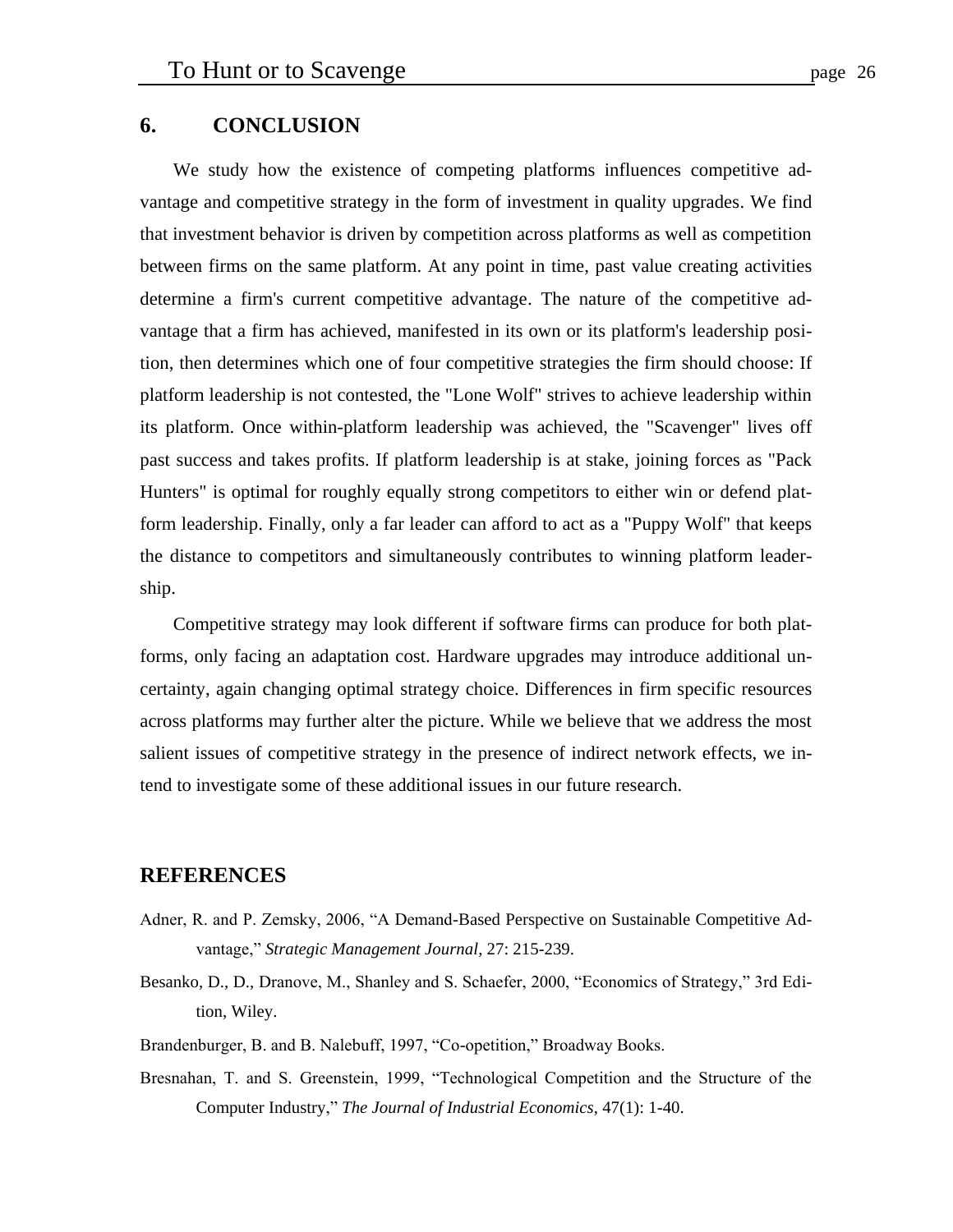## 6. CONCLUSION

We study how the existence of competing platforms influences competitive advantage and competitive strategy in the form of investment in quality upgrades. We find that investment behavior is driven by competition across platforms as well as competition between firms on the same platform. At any point in time, past value creating activities determine a firm's current competitive advantage. The nature of the competitive advantage that a firm has achieved, manifested in its own or its platform's leadership position, then determines which one of four competitive strategies the firm should choose: If platform leadership is not contested, the "Lone Wolf" strives to achieve leadership within its platform. Once within-platform leadership was achieved, the "Scavenger" lives off past success and takes profits. If platform leadership is at stake, joining forces as "Pack Hunters" is optimal for roughly equally strong competitors to either win or defend platform leadership. Finally, only a far leader can afford to act as a "Puppy Wolf" that keeps the distance to competitors and simultaneously contributes to winning platform leadership.

Competitive strategy may look different if software firms can produce for both platforms, only facing an adaptation cost. Hardware upgrades may introduce additional uncertainty, again changing optimal strategy choice. Differences in firm specific resources across platforms may further alter the picture. While we believe that we address the most salient issues of competitive strategy in the presence of indirect network effects, we intend to investigate some of these additional issues in our future research.

## REFERENCES

Adner, R. and P. Zemsky, 2006, "A Demand-Based Perspective on Sustainable Competitive Advantage," *Strategic Management Journal*, 27: 215-239.

Besanko, D., D., Dranove, M., Shanley and S. Schaefer, 2000, "Economics of Strategy," 3rd Edition, Wiley.

Brandenburger, B. and B. Nalebuff, 1997, "Co-opetition," Broadway Books.

Bresnahan, T. and S. Greenstein, 1999, "Technological Competition and the Structure of the Computer Industry," *The Journal of Industrial Economics*, 47(1): 1-40.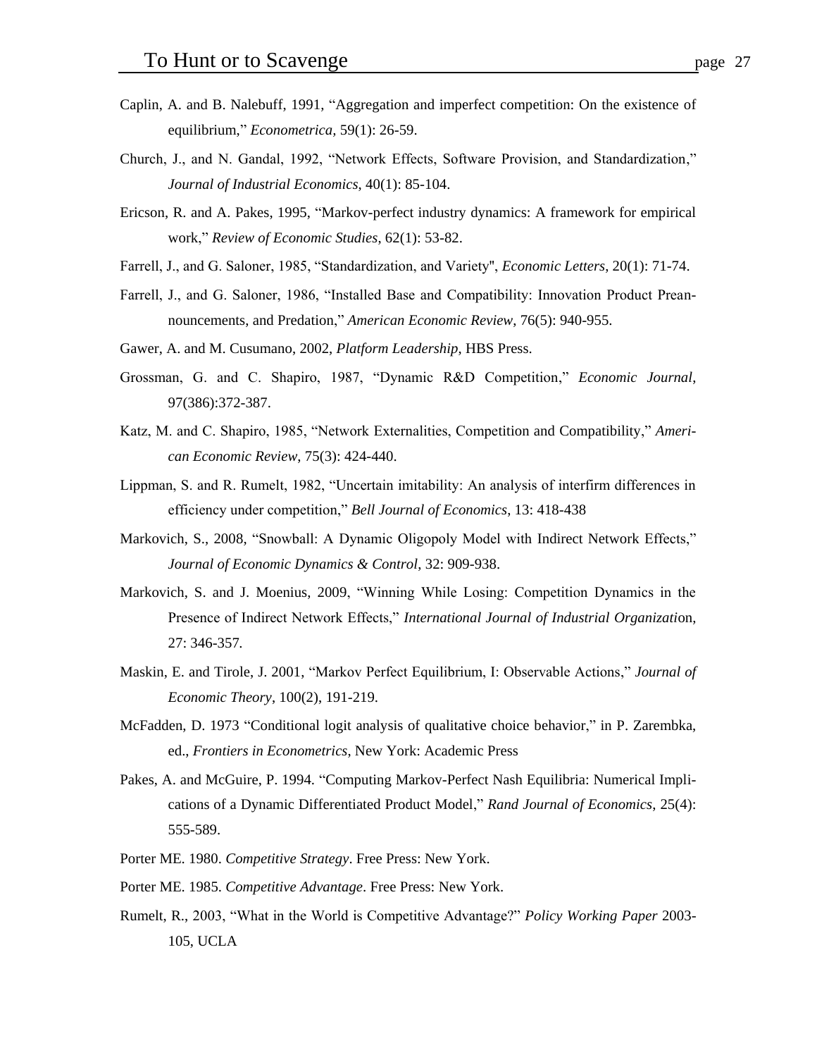Caplin, A. and B. Nalebuff, 1991, "Aggregation and imperfect competition: On the existence of equilibrium," *Econometrica*, 59(1): 26-59.

Church, J., and N. Gandal, 1992, "Network Effects, Software Provision, and Standardization," *Journal of Industrial Economics*, 40(1): 85-104.

Ericson, R. and A. Pakes, 1995, "Markov-perfect industry dynamics: A framework for empirical work," *Review of Economic Studies*, 62(1): 53-82.

Farrell, J., and G. Saloner, 1985, "Standardization, and Variety", *Economic Letters*, 20(1): 71-74.

Farrell, J., and G. Saloner, 1986, "Installed Base and Compatibility: Innovation Product Preannouncements, and Predation," *American Economic Review*, 76(5): 940-955.

Gawer, A. and M. Cusumano, 2002, *Platform Leadership*, HBS Press.

Grossman, G. and C. Shapiro, 1987, "Dynamic R&D Competition," *Economic Journal*, 97(386):372-387.

Katz, M. and C. Shapiro, 1985, "Network Externalities, Competition and Compatibility," *American Economic Review*, 75(3): 424-440.

Lippman, S. and R. Rumelt, 1982, "Uncertain imitability: An analysis of interfirm differences in efficiency under competition," *Bell Journal of Economics*, 13: 418-438

Markovich, S., 2008, "Snowball: A Dynamic Oligopoly Model with Indirect Network Effects," *Journal of Economic Dynamics & Control*, 32: 909-938.

Markovich, S. and J. Moenius, 2009, "Winning While Losing: Competition Dynamics in the Presence of Indirect Network Effects," *International Journal of Industrial Organization*, 27: 346-357.

Maskin, E. and Tirole, J. 2001, "Markov Perfect Equilibrium, I: Observable Actions," *Journal of Economic Theory*, 100(2), 191-219.

McFadden, D. 1973 "Conditional logit analysis of qualitative choice behavior," in P. Zarembka, ed., *Frontiers in Econometrics*, New York: Academic Press

Pakes, A. and McGuire, P. 1994. "Computing Markov-Perfect Nash Equilibria: Numerical Implications of a Dynamic Differentiated Product Model," *Rand Journal of Economics*, 25(4): 555-589.

Porter ME. 1980. *Competitive Strategy*. Free Press: New York.

Porter ME. 1985. *Competitive Advantage*. Free Press: New York.

Rumelt, R., 2003, "What in the World is Competitive Advantage?" *Policy Working Paper* 2003-105, UCLA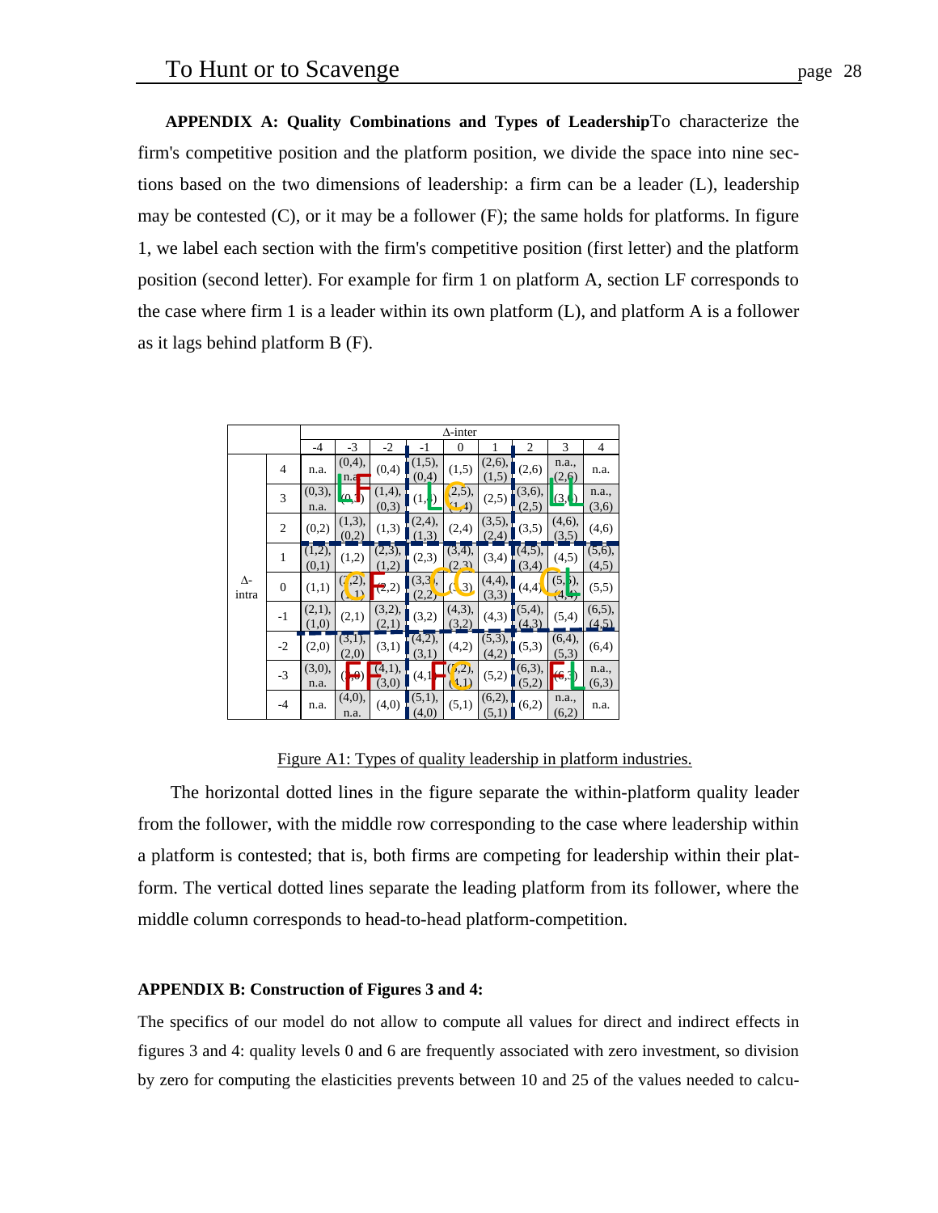**APPENDIX A: Quality Combinations and Types of Leadership**To characterize the firm's competitive position and the platform position, we divide the space into nine sections based on the two dimensions of leadership: a firm can be a leader (L), leadership may be contested (C), or it may be a follower (F); the same holds for platforms. In figure 1, we label each section with the firm's competitive position (first letter) and the platform position (second letter). For example for firm 1 on platform A, section LF corresponds to the case where firm 1 is a leader within its own platform (L), and platform A is a follower as it lags behind platform B (F).

| | | Δ-inter | | | | | | | | |
|---|---|---|---|---|---|---|---|---|---|---|
| | | -4 | -3 | -2 | -1 | 0 | 1 | 2 | 3 | 4 |
| Δ-intra | 4 | n.a. | (0,4), n.a. | (0,4) | (1,5), (0,4) | (1,5) | (2,6), (1,5) | (2,6) | n.a., (2,6) | n.a. |
| | 3 | (0,3), n.a. | (0,3) LF | (1,4), (0,3) | (1,4) | (2,5), (1,4) LC | (2,5) | (3,6), (2,5) | (3,6) LL | n.a., (3,6) |
| | 2 | (0,2) | (1,3), (0,2) | (1,3) | (2,4), (1,3) | (2,4) | (3,5), (2,4) | (3,5) | (4,6), (3,5) | (4,6) |
| | 1 | (1,2), (0,1) | (1,2) | (2,3), (1,2) | (2,3) | (3,4), (2,3) | (3,4) | (4,5), (3,4) | (4,5) | (5,6), (4,5) |
| | 0 | (1,1) | (2,2), (1,1) CF | (2,2) | (3,3), (2,2) | (3,3) CC | (4,4), (3,3) | (4,4) | (5,5), (4,4) CL | (5,5) |
| | -1 | (2,1), (1,0) | (2,1) | (3,2), (2,1) | (3,2) | (4,3), (3,2) | (4,3) | (5,4), (4,3) | (5,4) | (6,5), (4,5) |
| | -2 | (2,0) | (3,1), (2,0) | (3,1) | (4,2), (3,1) | (4,2) | (5,3), (4,2) | (5,3) | (6,4), (5,3) | (6,4) |
| | -3 | (3,0), n.a. | (3,0) FF | (4,1), (3,0) | (4,1) | (5,2), (4,1) FC | (5,2) | (6,3), (5,2) | (6,3) FL | n.a., (6,3) |
| | -4 | n.a. | (4,0), n.a. | (4,0) | (5,1), (4,0) | (5,1) | (6,2), (5,1) | (6,2) | n.a., (6,2) | n.a. |

Figure A1: Types of quality leadership in platform industries.

The horizontal dotted lines in the figure separate the within-platform quality leader from the follower, with the middle row corresponding to the case where leadership within a platform is contested; that is, both firms are competing for leadership within their platform. The vertical dotted lines separate the leading platform from its follower, where the middle column corresponds to head-to-head platform-competition.

**APPENDIX B: Construction of Figures 3 and 4:**

The specifics of our model do not allow to compute all values for direct and indirect effects in figures 3 and 4: quality levels 0 and 6 are frequently associated with zero investment, so division by zero for computing the elasticities prevents between 10 and 25 of the values needed to calcu-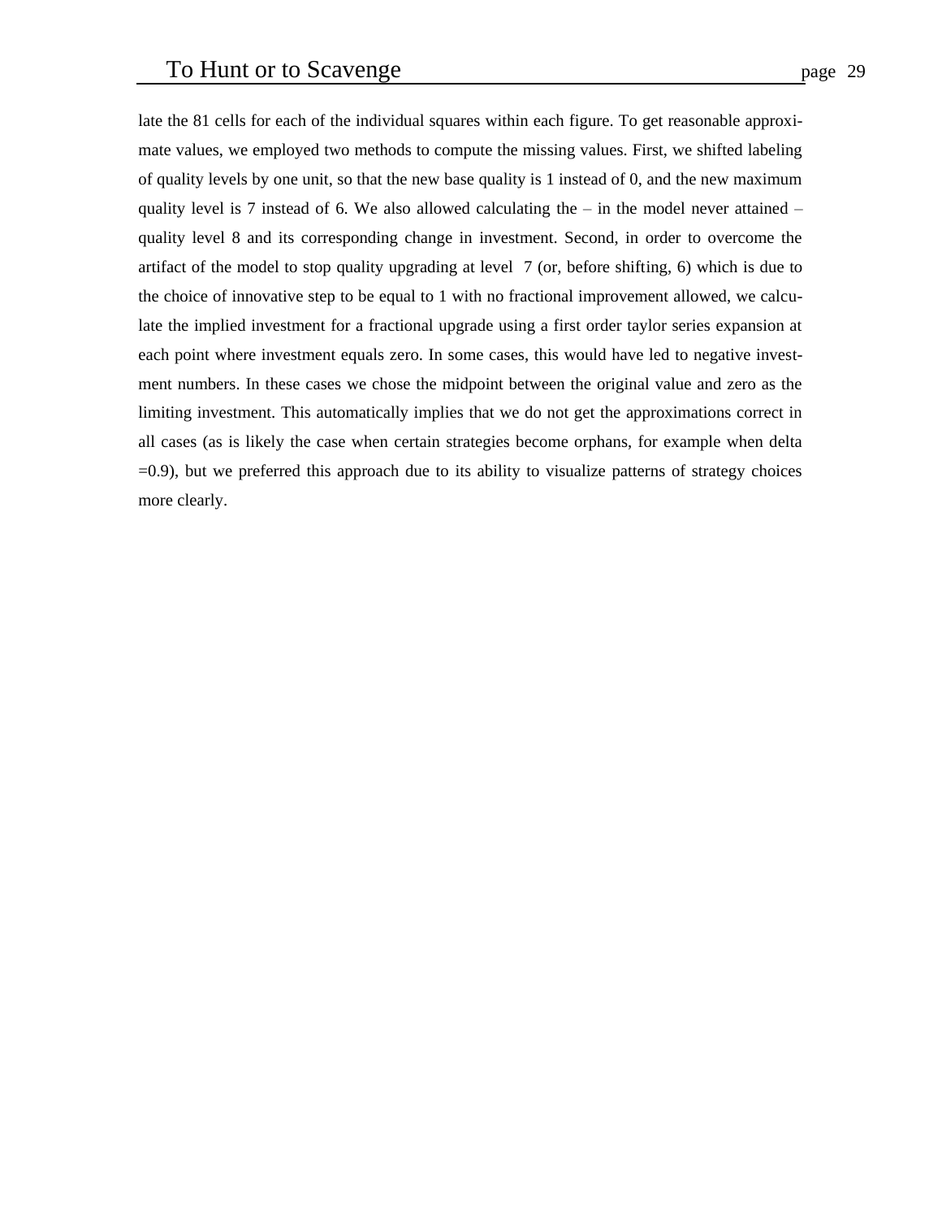late the 81 cells for each of the individual squares within each figure. To get reasonable approximate values, we employed two methods to compute the missing values. First, we shifted labeling of quality levels by one unit, so that the new base quality is 1 instead of 0, and the new maximum quality level is 7 instead of 6. We also allowed calculating the – in the model never attained – quality level 8 and its corresponding change in investment. Second, in order to overcome the artifact of the model to stop quality upgrading at level 7 (or, before shifting, 6) which is due to the choice of innovative step to be equal to 1 with no fractional improvement allowed, we calculate the implied investment for a fractional upgrade using a first order taylor series expansion at each point where investment equals zero. In some cases, this would have led to negative investment numbers. In these cases we chose the midpoint between the original value and zero as the limiting investment. This automatically implies that we do not get the approximations correct in all cases (as is likely the case when certain strategies become orphans, for example when delta =0.9), but we preferred this approach due to its ability to visualize patterns of strategy choices more clearly.